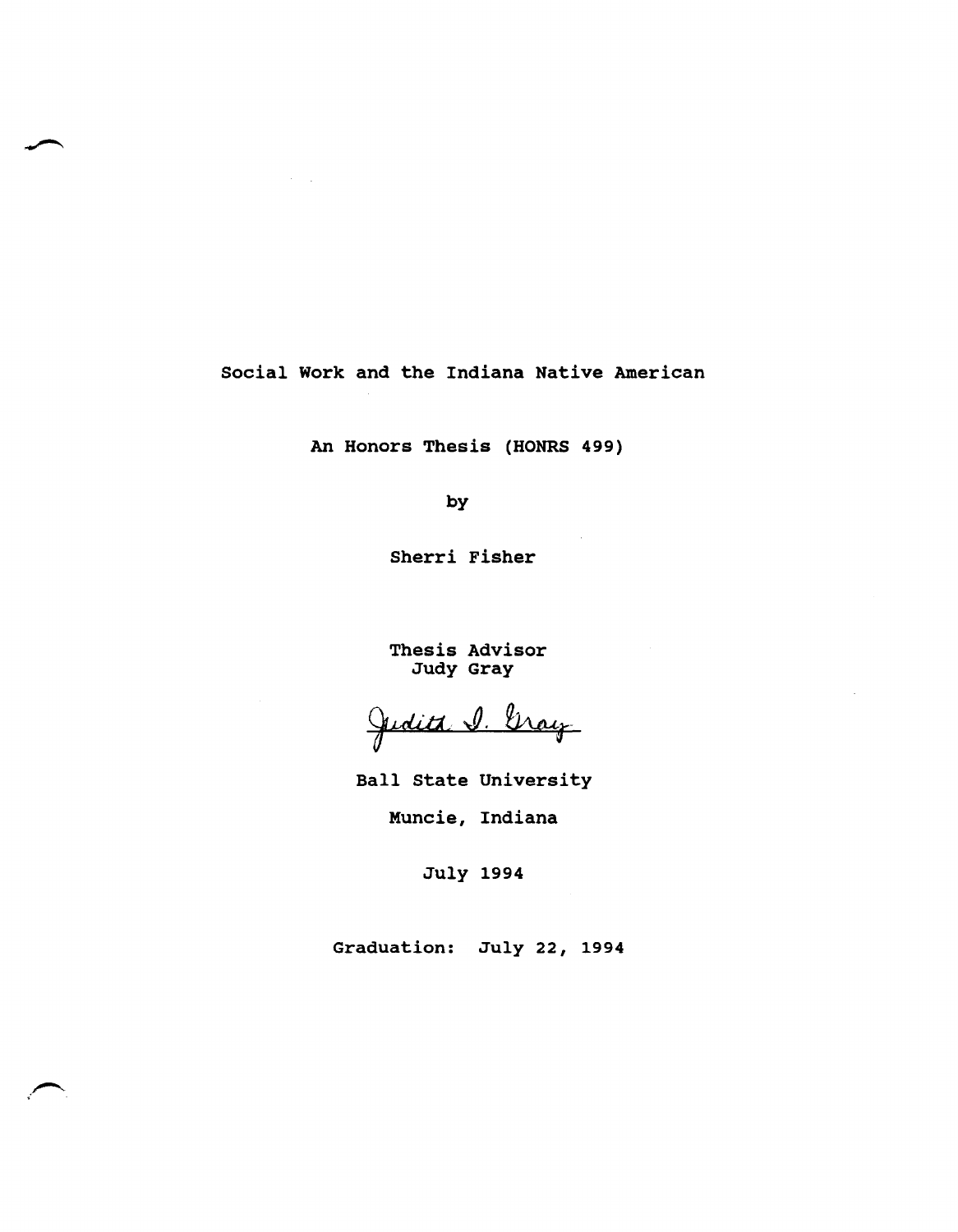# Social Work and the Indiana Native American

An Honors Thesis (HONRS 499)

by

Sherri Fisher

Thesis Advisor
Judy Gray

Judith I. Gray

Ball State University

Muncie, Indiana

July 1994

Graduation: July 22, 1994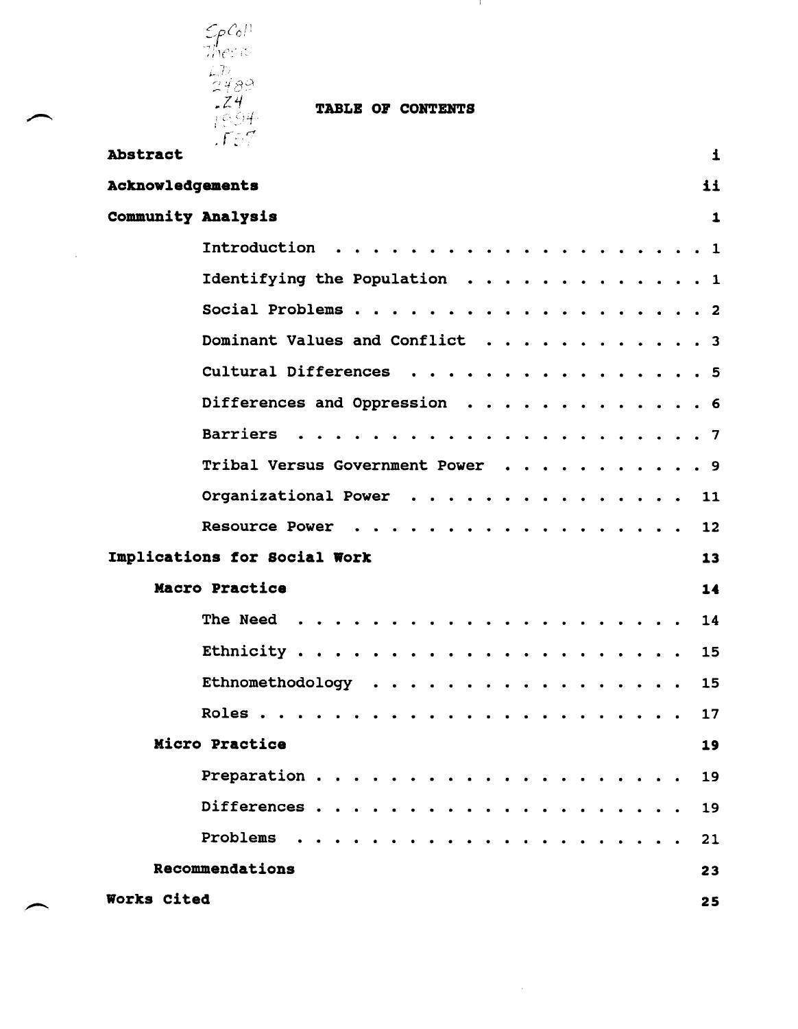# TABLE OF CONTENTS

| | |
|---|---|
| **Abstract** | **i** |
| **Acknowledgements** | **ii** |
| **Community Analysis** | **1** |
| Introduction | 1 |
| Identifying the Population | 1 |
| Social Problems | 2 |
| Dominant Values and Conflict | 3 |
| Cultural Differences | 5 |
| Differences and Oppression | 6 |
| Barriers | 7 |
| Tribal Versus Government Power | 9 |
| Organizational Power | 11 |
| Resource Power | 12 |
| **Implications for Social Work** | **13** |
| **Macro Practice** | **14** |
| The Need | 14 |
| Ethnicity | 15 |
| Ethnomethodology | 15 |
| Roles | 17 |
| **Micro Practice** | **19** |
| Preparation | 19 |
| Differences | 19 |
| Problems | 21 |
| **Recommendations** | **23** |
| **Works Cited** | **25** |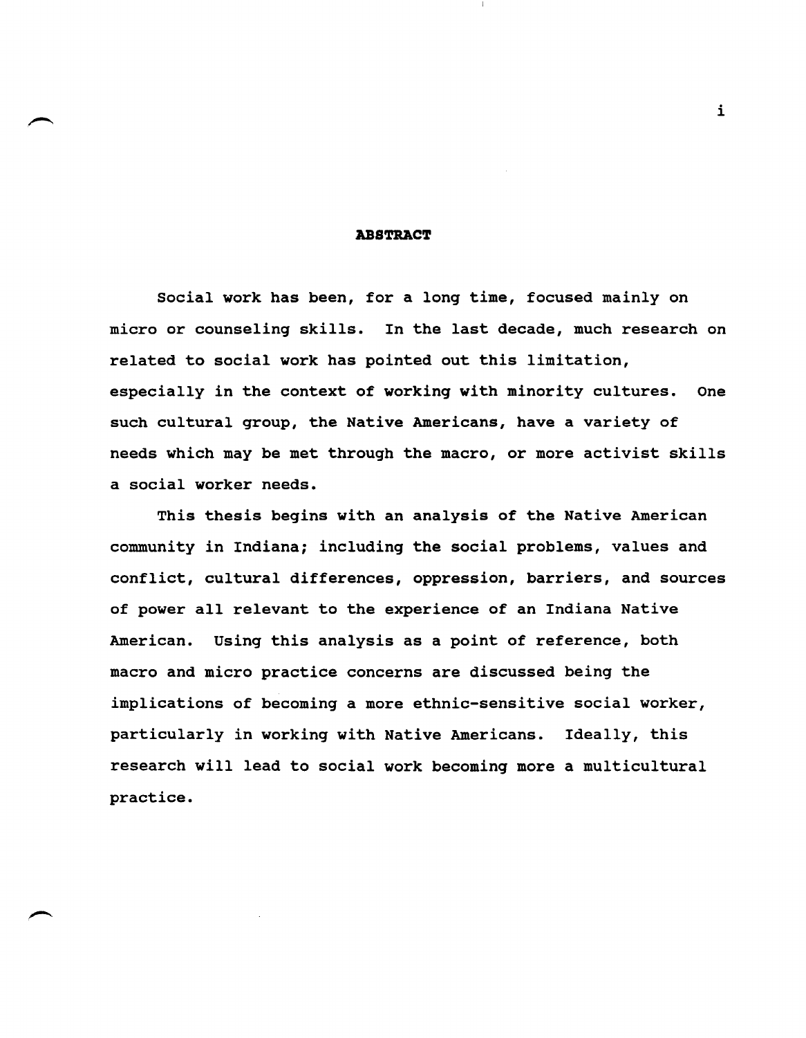## ABSTRACT

Social work has been, for a long time, focused mainly on micro or counseling skills. In the last decade, much research on related to social work has pointed out this limitation, especially in the context of working with minority cultures. One such cultural group, the Native Americans, have a variety of needs which may be met through the macro, or more activist skills a social worker needs.

This thesis begins with an analysis of the Native American community in Indiana; including the social problems, values and conflict, cultural differences, oppression, barriers, and sources of power all relevant to the experience of an Indiana Native American. Using this analysis as a point of reference, both macro and micro practice concerns are discussed being the implications of becoming a more ethnic-sensitive social worker, particularly in working with Native Americans. Ideally, this research will lead to social work becoming more a multicultural practice.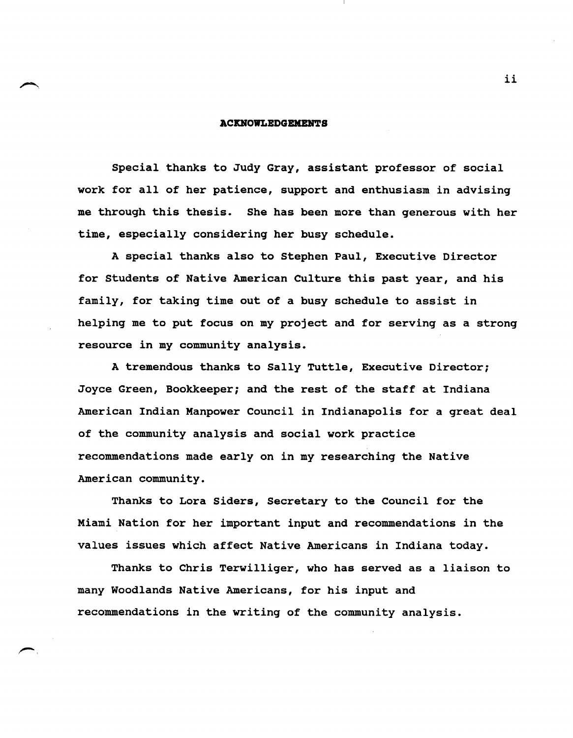## ACKNOWLEDGEMENTS

Special thanks to Judy Gray, assistant professor of social work for all of her patience, support and enthusiasm in advising me through this thesis. She has been more than generous with her time, especially considering her busy schedule.

A special thanks also to Stephen Paul, Executive Director for Students of Native American Culture this past year, and his family, for taking time out of a busy schedule to assist in helping me to put focus on my project and for serving as a strong resource in my community analysis.

A tremendous thanks to Sally Tuttle, Executive Director; Joyce Green, Bookkeeper; and the rest of the staff at Indiana American Indian Manpower Council in Indianapolis for a great deal of the community analysis and social work practice recommendations made early on in my researching the Native American community.

Thanks to Lora Siders, Secretary to the Council for the Miami Nation for her important input and recommendations in the values issues which affect Native Americans in Indiana today.

Thanks to Chris Terwilliger, who has served as a liaison to many Woodlands Native Americans, for his input and recommendations in the writing of the community analysis.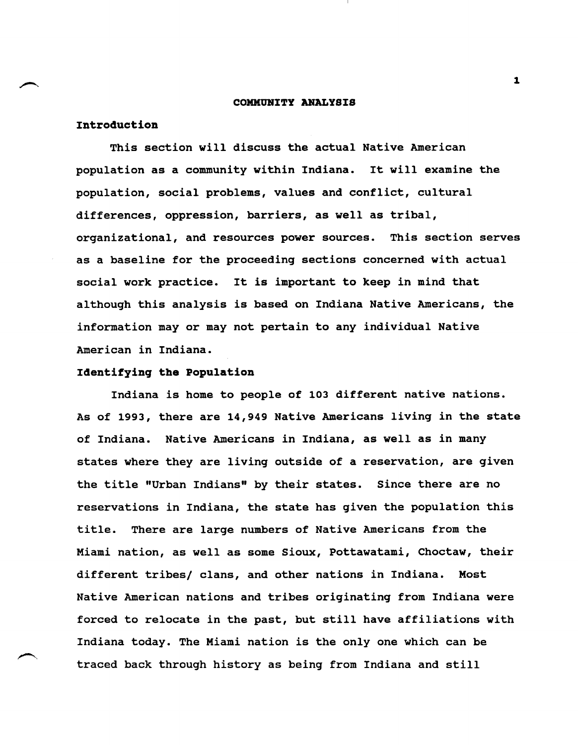# COMMUNITY ANALYSIS

## Introduction

This section will discuss the actual Native American population as a community within Indiana. It will examine the population, social problems, values and conflict, cultural differences, oppression, barriers, as well as tribal, organizational, and resources power sources. This section serves as a baseline for the proceeding sections concerned with actual social work practice. It is important to keep in mind that although this analysis is based on Indiana Native Americans, the information may or may not pertain to any individual Native American in Indiana.

## Identifying the Population

Indiana is home to people of 103 different native nations. As of 1993, there are 14,949 Native Americans living in the state of Indiana. Native Americans in Indiana, as well as in many states where they are living outside of a reservation, are given the title "Urban Indians" by their states. Since there are no reservations in Indiana, the state has given the population this title. There are large numbers of Native Americans from the Miami nation, as well as some Sioux, Pottawatami, Choctaw, their different tribes/ clans, and other nations in Indiana. Most Native American nations and tribes originating from Indiana were forced to relocate in the past, but still have affiliations with Indiana today. The Miami nation is the only one which can be traced back through history as being from Indiana and still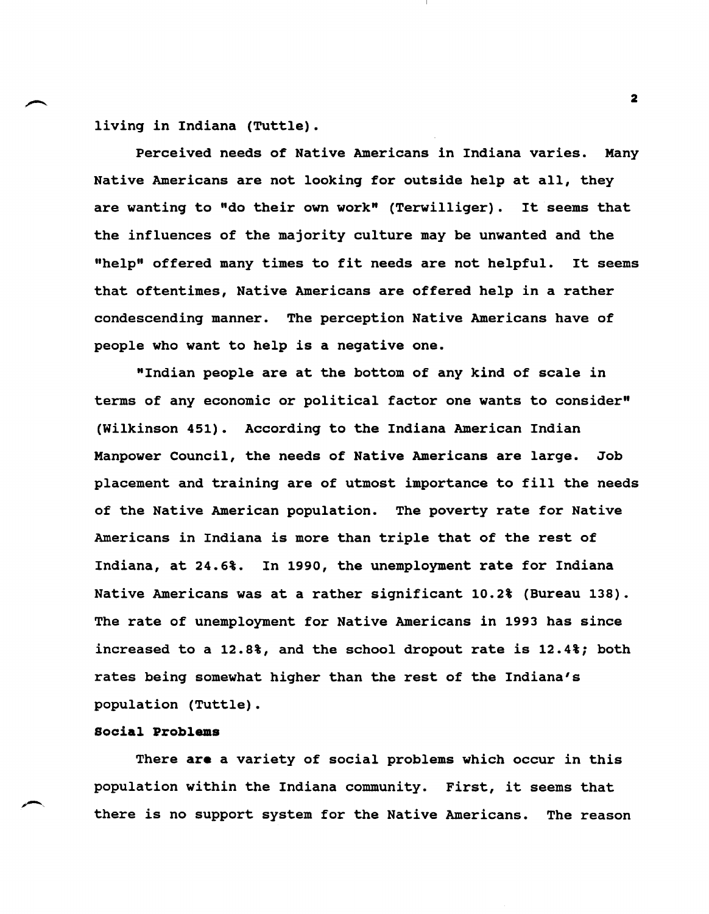living in Indiana (Tuttle).

Perceived needs of Native Americans in Indiana varies. Many Native Americans are not looking for outside help at all, they are wanting to "do their own work" (Terwilliger). It seems that the influences of the majority culture may be unwanted and the "help" offered many times to fit needs are not helpful. It seems that oftentimes, Native Americans are offered help in a rather condescending manner. The perception Native Americans have of people who want to help is a negative one.

"Indian people are at the bottom of any kind of scale in terms of any economic or political factor one wants to consider" (Wilkinson 451). According to the Indiana American Indian Manpower Council, the needs of Native Americans are large. Job placement and training are of utmost importance to fill the needs of the Native American population. The poverty rate for Native Americans in Indiana is more than triple that of the rest of Indiana, at 24.6%. In 1990, the unemployment rate for Indiana Native Americans was at a rather significant 10.2% (Bureau 138). The rate of unemployment for Native Americans in 1993 has since increased to a 12.8%, and the school dropout rate is 12.4%; both rates being somewhat higher than the rest of the Indiana's population (Tuttle).

**Social Problems**

There are a variety of social problems which occur in this population within the Indiana community. First, it seems that there is no support system for the Native Americans. The reason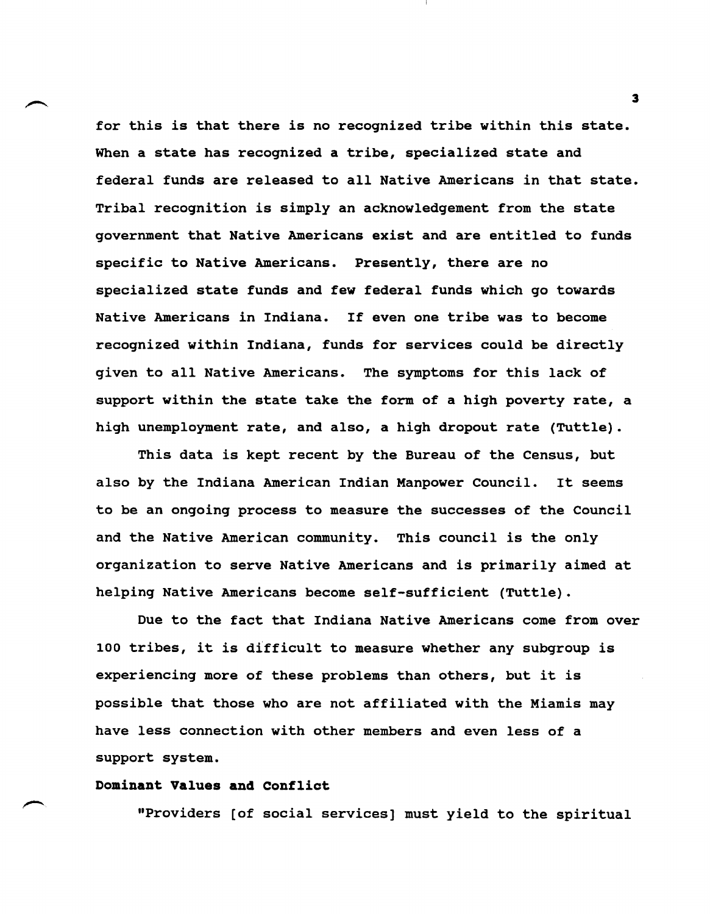for this is that there is no recognized tribe within this state. When a state has recognized a tribe, specialized state and federal funds are released to all Native Americans in that state. Tribal recognition is simply an acknowledgement from the state government that Native Americans exist and are entitled to funds specific to Native Americans. Presently, there are no specialized state funds and few federal funds which go towards Native Americans in Indiana. If even one tribe was to become recognized within Indiana, funds for services could be directly given to all Native Americans. The symptoms for this lack of support within the state take the form of a high poverty rate, a high unemployment rate, and also, a high dropout rate (Tuttle).

This data is kept recent by the Bureau of the Census, but also by the Indiana American Indian Manpower Council. It seems to be an ongoing process to measure the successes of the Council and the Native American community. This council is the only organization to serve Native Americans and is primarily aimed at helping Native Americans become self-sufficient (Tuttle).

Due to the fact that Indiana Native Americans come from over 100 tribes, it is difficult to measure whether any subgroup is experiencing more of these problems than others, but it is possible that those who are not affiliated with the Miamis may have less connection with other members and even less of a support system.

**Dominant Values and Conflict**

"Providers [of social services] must yield to the spiritual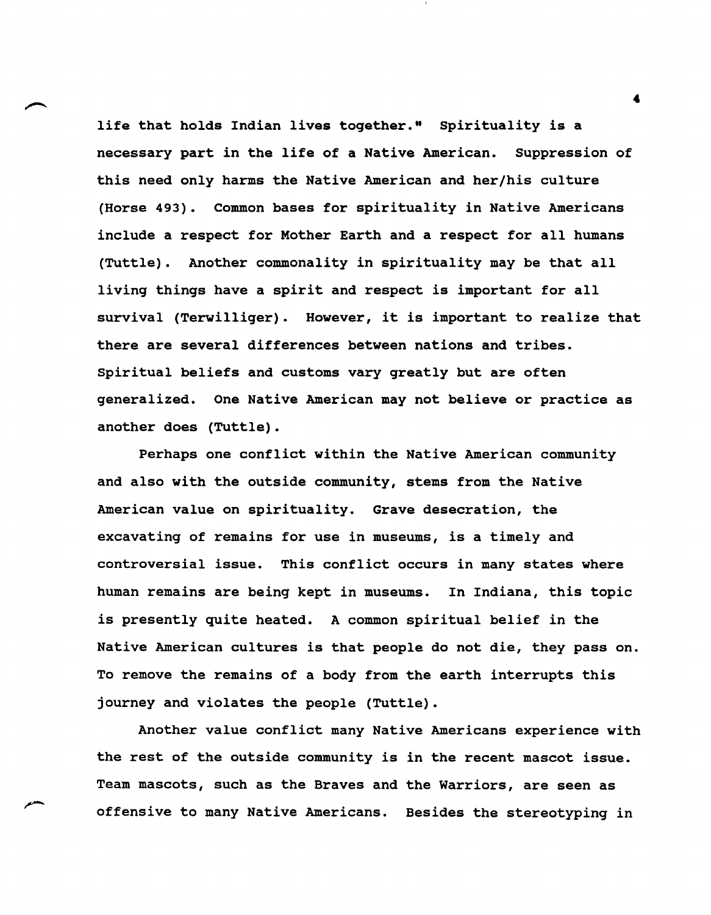life that holds Indian lives together." Spirituality is a necessary part in the life of a Native American. Suppression of this need only harms the Native American and her/his culture (Horse 493). Common bases for spirituality in Native Americans include a respect for Mother Earth and a respect for all humans (Tuttle). Another commonality in spirituality may be that all living things have a spirit and respect is important for all survival (Terwilliger). However, it is important to realize that there are several differences between nations and tribes. Spiritual beliefs and customs vary greatly but are often generalized. One Native American may not believe or practice as another does (Tuttle).

Perhaps one conflict within the Native American community and also with the outside community, stems from the Native American value on spirituality. Grave desecration, the excavating of remains for use in museums, is a timely and controversial issue. This conflict occurs in many states where human remains are being kept in museums. In Indiana, this topic is presently quite heated. A common spiritual belief in the Native American cultures is that people do not die, they pass on. To remove the remains of a body from the earth interrupts this journey and violates the people (Tuttle).

Another value conflict many Native Americans experience with the rest of the outside community is in the recent mascot issue. Team mascots, such as the Braves and the Warriors, are seen as offensive to many Native Americans. Besides the stereotyping in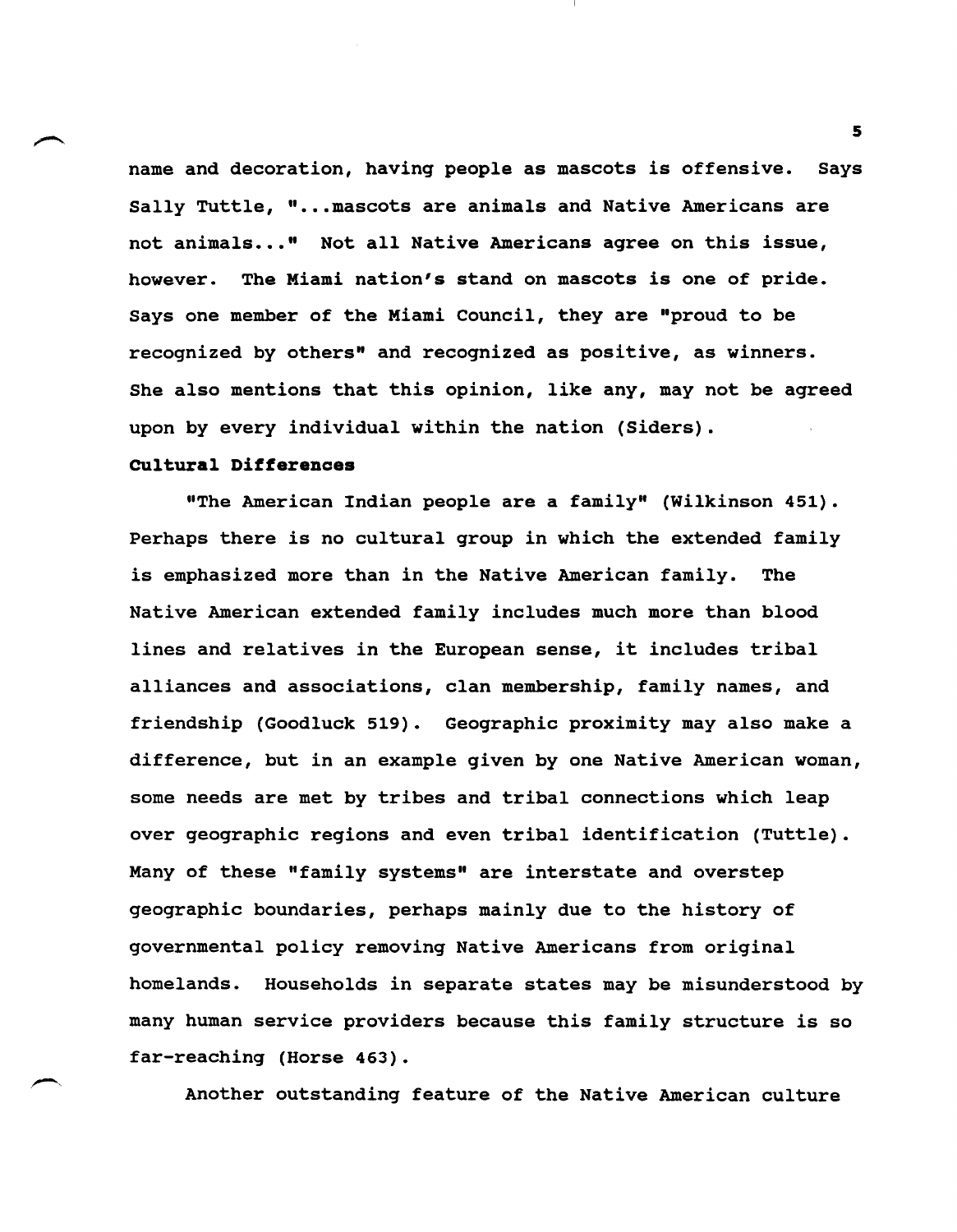name and decoration, having people as mascots is offensive. Says Sally Tuttle, "...mascots are animals and Native Americans are not animals..." Not all Native Americans agree on this issue, however. The Miami nation's stand on mascots is one of pride. Says one member of the Miami Council, they are "proud to be recognized by others" and recognized as positive, as winners. She also mentions that this opinion, like any, may not be agreed upon by every individual within the nation (Siders).

**Cultural Differences**

"The American Indian people are a family" (Wilkinson 451). Perhaps there is no cultural group in which the extended family is emphasized more than in the Native American family. The Native American extended family includes much more than blood lines and relatives in the European sense, it includes tribal alliances and associations, clan membership, family names, and friendship (Goodluck 519). Geographic proximity may also make a difference, but in an example given by one Native American woman, some needs are met by tribes and tribal connections which leap over geographic regions and even tribal identification (Tuttle). Many of these "family systems" are interstate and overstep geographic boundaries, perhaps mainly due to the history of governmental policy removing Native Americans from original homelands. Households in separate states may be misunderstood by many human service providers because this family structure is so far-reaching (Horse 463).

Another outstanding feature of the Native American culture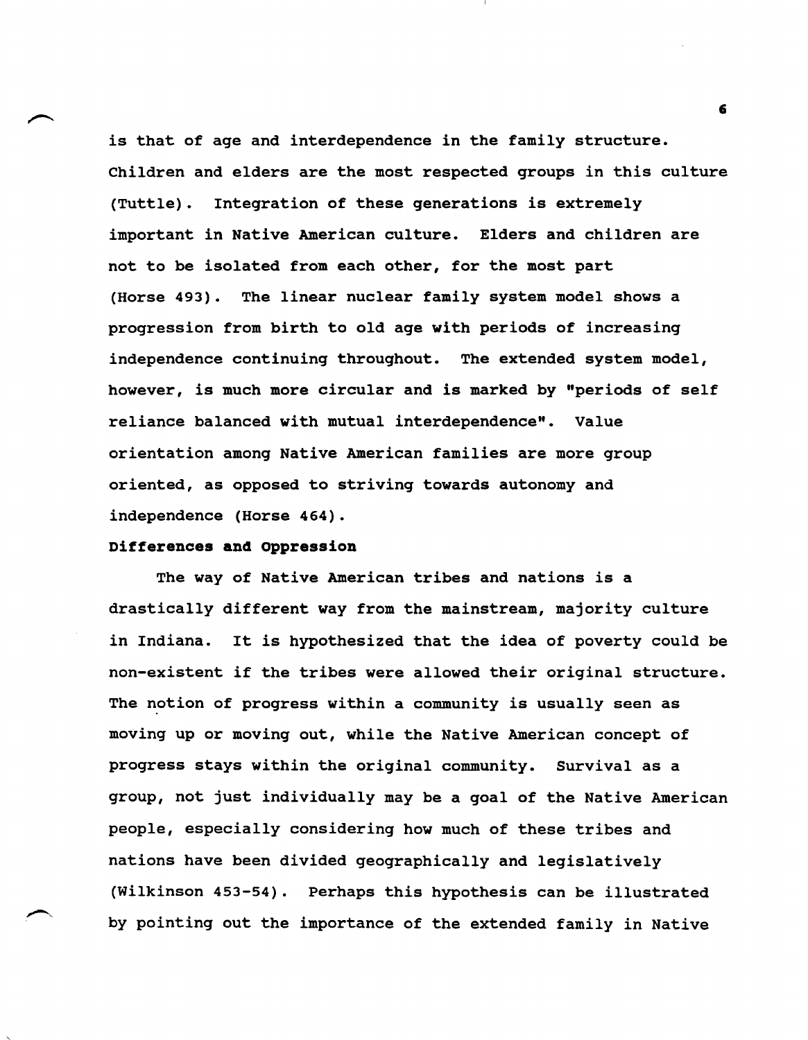is that of age and interdependence in the family structure. Children and elders are the most respected groups in this culture (Tuttle). Integration of these generations is extremely important in Native American culture. Elders and children are not to be isolated from each other, for the most part (Horse 493). The linear nuclear family system model shows a progression from birth to old age with periods of increasing independence continuing throughout. The extended system model, however, is much more circular and is marked by "periods of self reliance balanced with mutual interdependence". Value orientation among Native American families are more group oriented, as opposed to striving towards autonomy and independence (Horse 464).

**Differences and Oppression**

The way of Native American tribes and nations is a drastically different way from the mainstream, majority culture in Indiana. It is hypothesized that the idea of poverty could be non-existent if the tribes were allowed their original structure. The notion of progress within a community is usually seen as moving up or moving out, while the Native American concept of progress stays within the original community. Survival as a group, not just individually may be a goal of the Native American people, especially considering how much of these tribes and nations have been divided geographically and legislatively (Wilkinson 453-54). Perhaps this hypothesis can be illustrated by pointing out the importance of the extended family in Native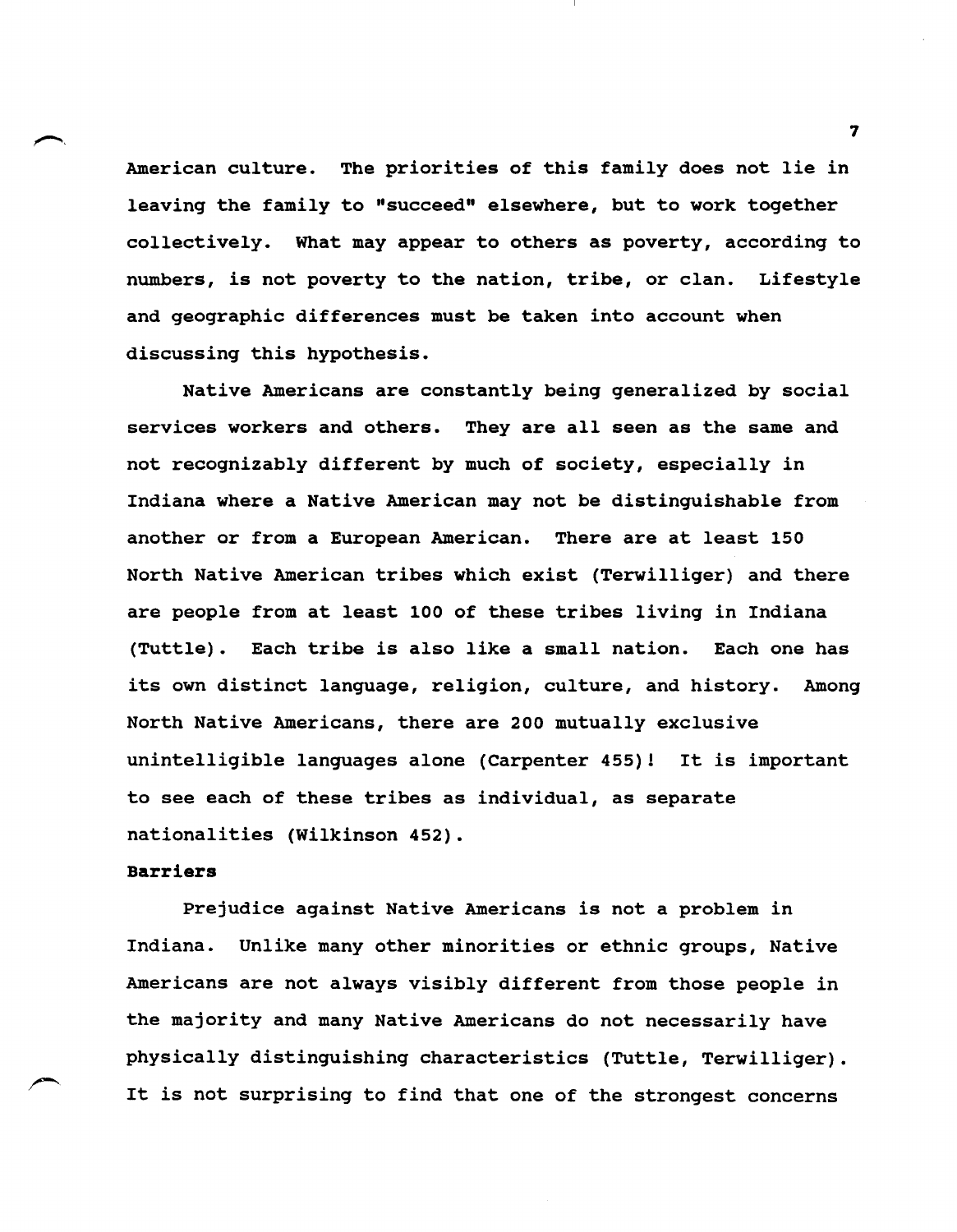American culture. The priorities of this family does not lie in leaving the family to "succeed" elsewhere, but to work together collectively. What may appear to others as poverty, according to numbers, is not poverty to the nation, tribe, or clan. Lifestyle and geographic differences must be taken into account when discussing this hypothesis.

Native Americans are constantly being generalized by social services workers and others. They are all seen as the same and not recognizably different by much of society, especially in Indiana where a Native American may not be distinguishable from another or from a European American. There are at least 150 North Native American tribes which exist (Terwilliger) and there are people from at least 100 of these tribes living in Indiana (Tuttle). Each tribe is also like a small nation. Each one has its own distinct language, religion, culture, and history. Among North Native Americans, there are 200 mutually exclusive unintelligible languages alone (Carpenter 455)! It is important to see each of these tribes as individual, as separate nationalities (Wilkinson 452).

**Barriers**

Prejudice against Native Americans is not a problem in Indiana. Unlike many other minorities or ethnic groups, Native Americans are not always visibly different from those people in the majority and many Native Americans do not necessarily have physically distinguishing characteristics (Tuttle, Terwilliger). It is not surprising to find that one of the strongest concerns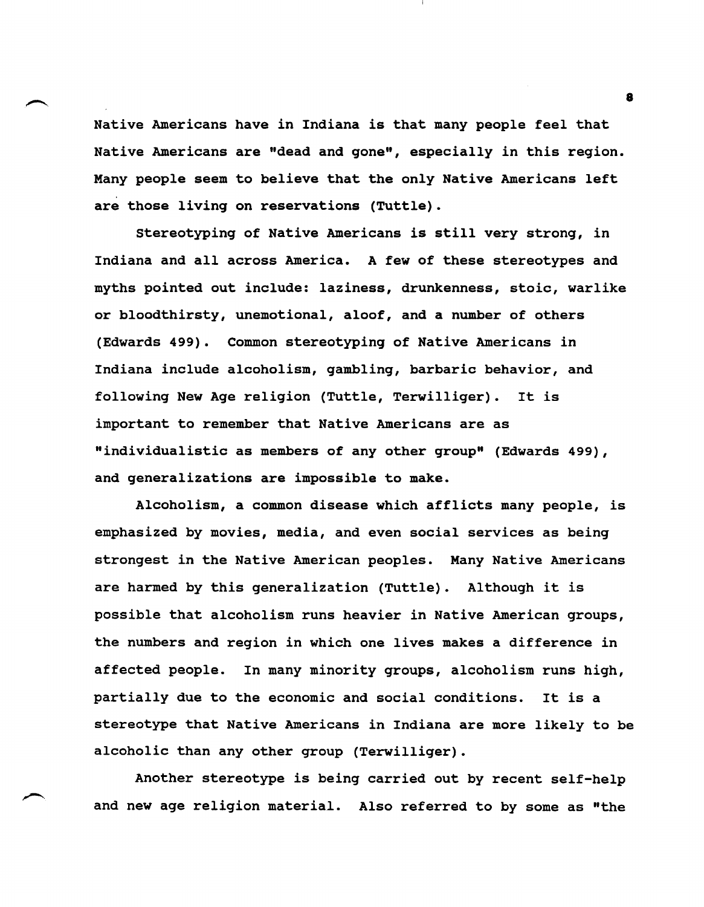Native Americans have in Indiana is that many people feel that Native Americans are "dead and gone", especially in this region. Many people seem to believe that the only Native Americans left are those living on reservations (Tuttle).

Stereotyping of Native Americans is still very strong, in Indiana and all across America. A few of these stereotypes and myths pointed out include: laziness, drunkenness, stoic, warlike or bloodthirsty, unemotional, aloof, and a number of others (Edwards 499). Common stereotyping of Native Americans in Indiana include alcoholism, gambling, barbaric behavior, and following New Age religion (Tuttle, Terwilliger). It is important to remember that Native Americans are as "individualistic as members of any other group" (Edwards 499), and generalizations are impossible to make.

Alcoholism, a common disease which afflicts many people, is emphasized by movies, media, and even social services as being strongest in the Native American peoples. Many Native Americans are harmed by this generalization (Tuttle). Although it is possible that alcoholism runs heavier in Native American groups, the numbers and region in which one lives makes a difference in affected people. In many minority groups, alcoholism runs high, partially due to the economic and social conditions. It is a stereotype that Native Americans in Indiana are more likely to be alcoholic than any other group (Terwilliger).

Another stereotype is being carried out by recent self-help and new age religion material. Also referred to by some as "the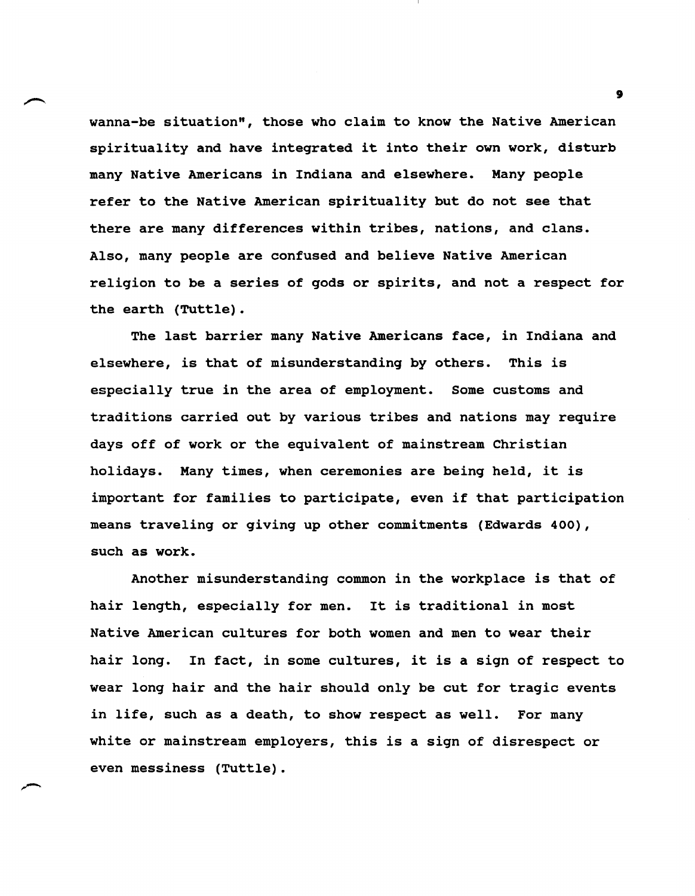wanna-be situation", those who claim to know the Native American spirituality and have integrated it into their own work, disturb many Native Americans in Indiana and elsewhere. Many people refer to the Native American spirituality but do not see that there are many differences within tribes, nations, and clans. Also, many people are confused and believe Native American religion to be a series of gods or spirits, and not a respect for the earth (Tuttle).

The last barrier many Native Americans face, in Indiana and elsewhere, is that of misunderstanding by others. This is especially true in the area of employment. Some customs and traditions carried out by various tribes and nations may require days off of work or the equivalent of mainstream Christian holidays. Many times, when ceremonies are being held, it is important for families to participate, even if that participation means traveling or giving up other commitments (Edwards 400), such as work.

Another misunderstanding common in the workplace is that of hair length, especially for men. It is traditional in most Native American cultures for both women and men to wear their hair long. In fact, in some cultures, it is a sign of respect to wear long hair and the hair should only be cut for tragic events in life, such as a death, to show respect as well. For many white or mainstream employers, this is a sign of disrespect or even messiness (Tuttle).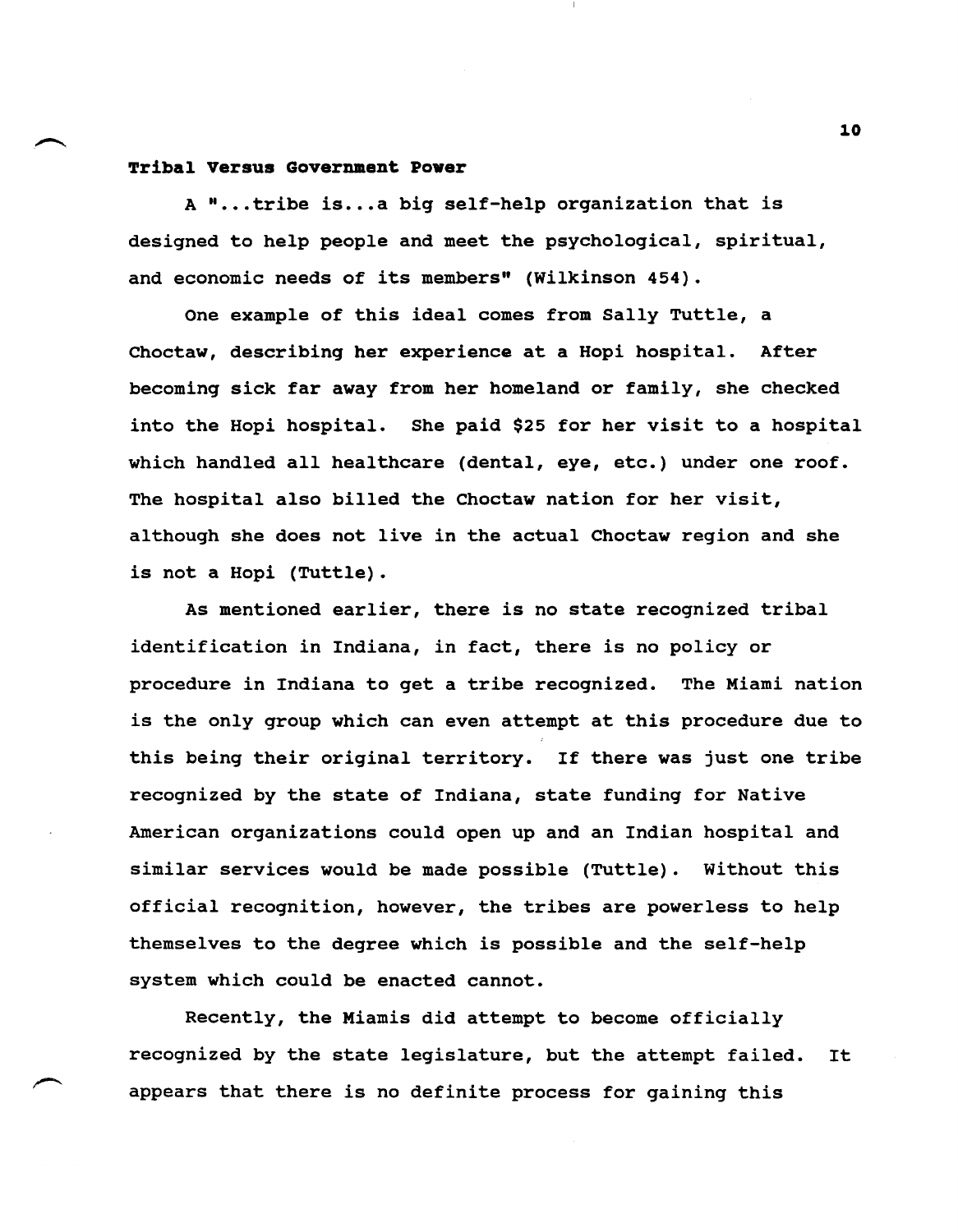**Tribal Versus Government Power**

A "...tribe is...a big self-help organization that is designed to help people and meet the psychological, spiritual, and economic needs of its members" (Wilkinson 454).

One example of this ideal comes from Sally Tuttle, a Choctaw, describing her experience at a Hopi hospital. After becoming sick far away from her homeland or family, she checked into the Hopi hospital. She paid $25 for her visit to a hospital which handled all healthcare (dental, eye, etc.) under one roof. The hospital also billed the Choctaw nation for her visit, although she does not live in the actual Choctaw region and she is not a Hopi (Tuttle).

As mentioned earlier, there is no state recognized tribal identification in Indiana, in fact, there is no policy or procedure in Indiana to get a tribe recognized. The Miami nation is the only group which can even attempt at this procedure due to this being their original territory. If there was just one tribe recognized by the state of Indiana, state funding for Native American organizations could open up and an Indian hospital and similar services would be made possible (Tuttle). Without this official recognition, however, the tribes are powerless to help themselves to the degree which is possible and the self-help system which could be enacted cannot.

Recently, the Miamis did attempt to become officially recognized by the state legislature, but the attempt failed. It appears that there is no definite process for gaining this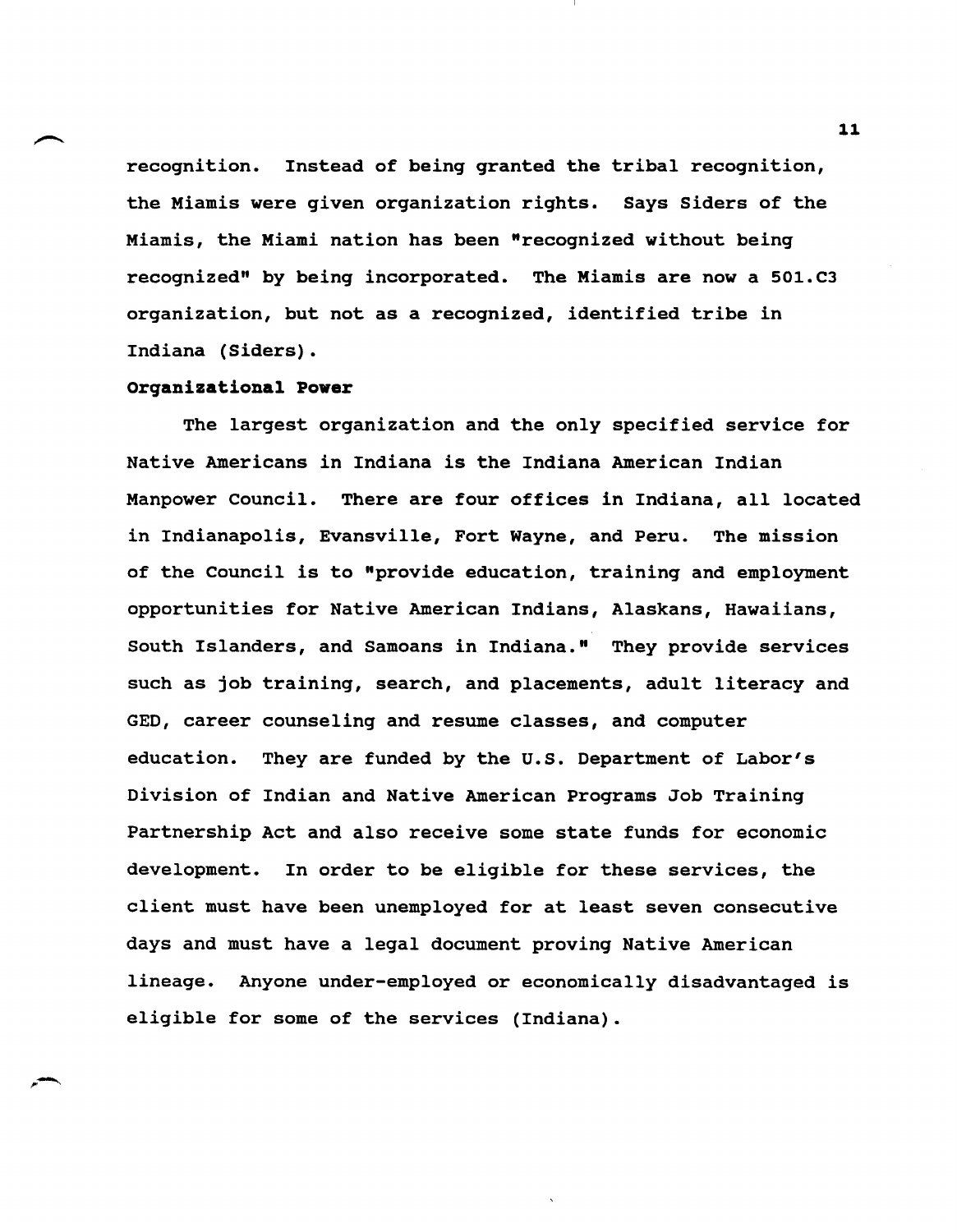recognition. Instead of being granted the tribal recognition, the Miamis were given organization rights. Says Siders of the Miamis, the Miami nation has been "recognized without being recognized" by being incorporated. The Miamis are now a 501.C3 organization, but not as a recognized, identified tribe in Indiana (Siders).

**Organizational Power**

The largest organization and the only specified service for Native Americans in Indiana is the Indiana American Indian Manpower Council. There are four offices in Indiana, all located in Indianapolis, Evansville, Fort Wayne, and Peru. The mission of the Council is to "provide education, training and employment opportunities for Native American Indians, Alaskans, Hawaiians, South Islanders, and Samoans in Indiana." They provide services such as job training, search, and placements, adult literacy and GED, career counseling and resume classes, and computer education. They are funded by the U.S. Department of Labor's Division of Indian and Native American Programs Job Training Partnership Act and also receive some state funds for economic development. In order to be eligible for these services, the client must have been unemployed for at least seven consecutive days and must have a legal document proving Native American lineage. Anyone under-employed or economically disadvantaged is eligible for some of the services (Indiana).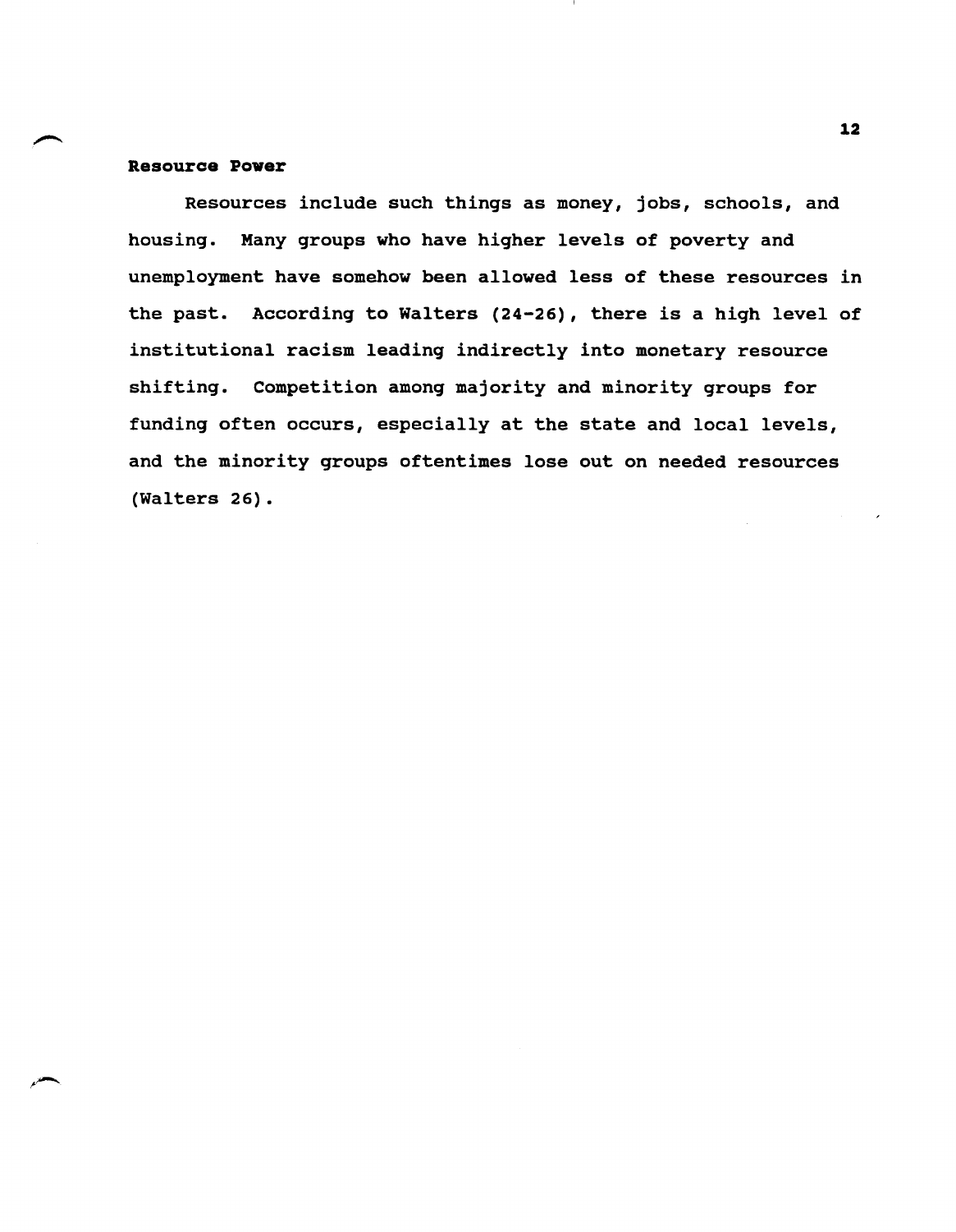**Resource Power**

Resources include such things as money, jobs, schools, and housing. Many groups who have higher levels of poverty and unemployment have somehow been allowed less of these resources in the past. According to Walters (24-26), there is a high level of institutional racism leading indirectly into monetary resource shifting. Competition among majority and minority groups for funding often occurs, especially at the state and local levels, and the minority groups oftentimes lose out on needed resources (Walters 26).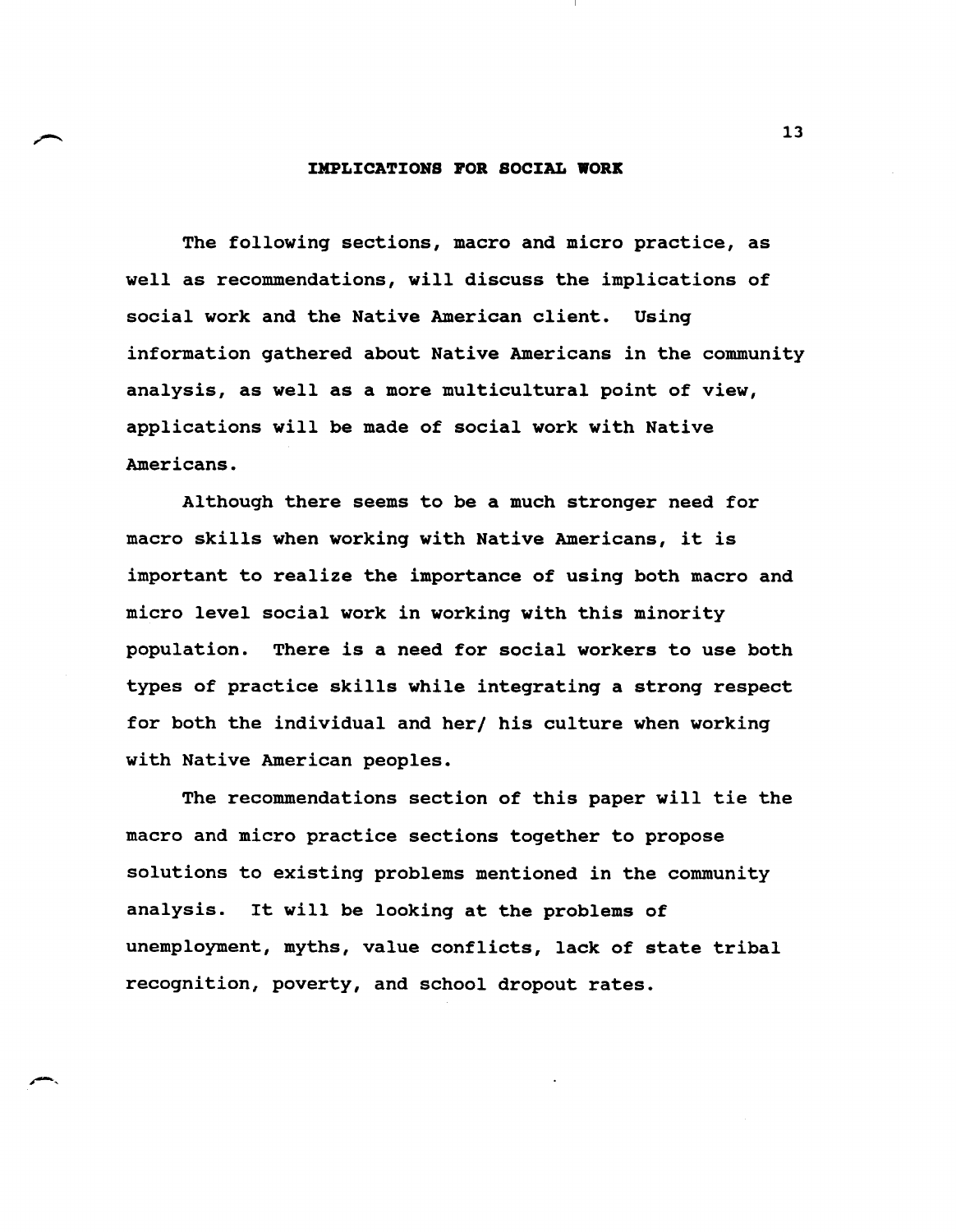## IMPLICATIONS FOR SOCIAL WORK

The following sections, macro and micro practice, as well as recommendations, will discuss the implications of social work and the Native American client. Using information gathered about Native Americans in the community analysis, as well as a more multicultural point of view, applications will be made of social work with Native Americans.

Although there seems to be a much stronger need for macro skills when working with Native Americans, it is important to realize the importance of using both macro and micro level social work in working with this minority population. There is a need for social workers to use both types of practice skills while integrating a strong respect for both the individual and her/ his culture when working with Native American peoples.

The recommendations section of this paper will tie the macro and micro practice sections together to propose solutions to existing problems mentioned in the community analysis. It will be looking at the problems of unemployment, myths, value conflicts, lack of state tribal recognition, poverty, and school dropout rates.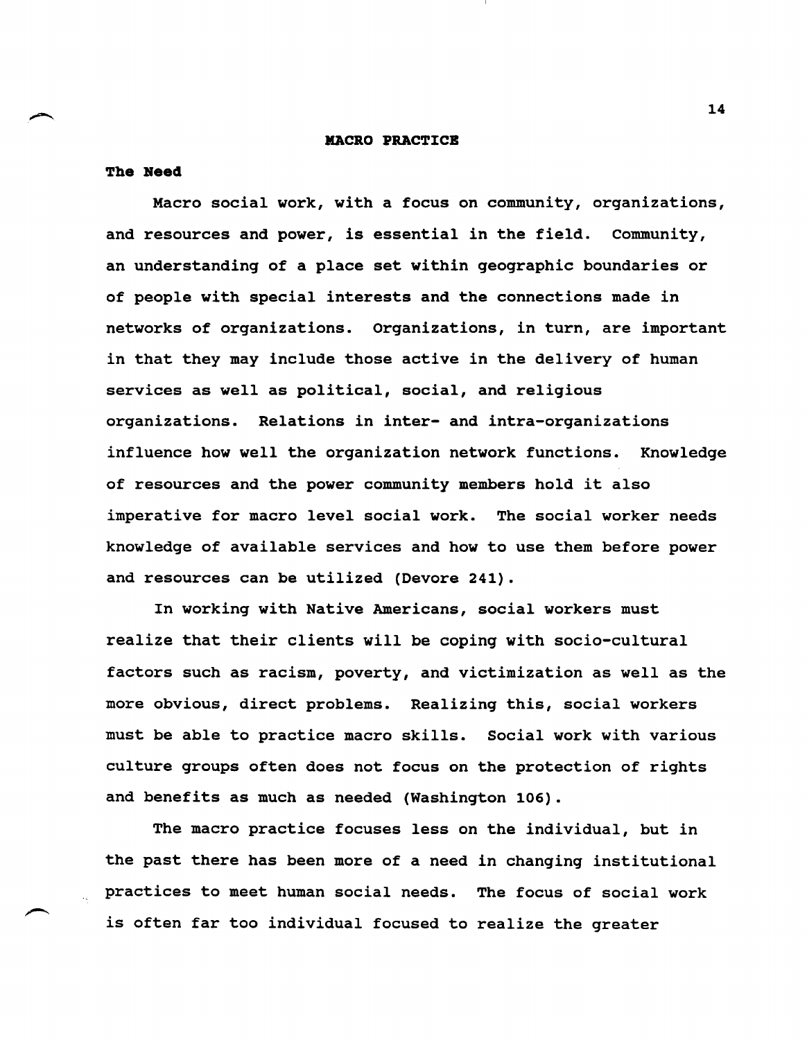## MACRO PRACTICE

### The Need

Macro social work, with a focus on community, organizations, and resources and power, is essential in the field. Community, an understanding of a place set within geographic boundaries or of people with special interests and the connections made in networks of organizations. Organizations, in turn, are important in that they may include those active in the delivery of human services as well as political, social, and religious organizations. Relations in inter- and intra-organizations influence how well the organization network functions. Knowledge of resources and the power community members hold it also imperative for macro level social work. The social worker needs knowledge of available services and how to use them before power and resources can be utilized (Devore 241).

In working with Native Americans, social workers must realize that their clients will be coping with socio-cultural factors such as racism, poverty, and victimization as well as the more obvious, direct problems. Realizing this, social workers must be able to practice macro skills. Social work with various culture groups often does not focus on the protection of rights and benefits as much as needed (Washington 106).

The macro practice focuses less on the individual, but in the past there has been more of a need in changing institutional practices to meet human social needs. The focus of social work is often far too individual focused to realize the greater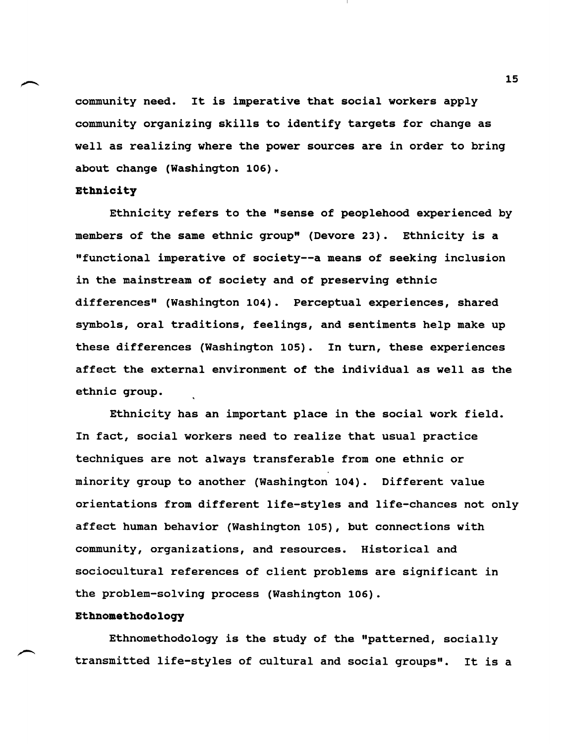community need. It is imperative that social workers apply community organizing skills to identify targets for change as well as realizing where the power sources are in order to bring about change (Washington 106).

**Ethnicity**

Ethnicity refers to the "sense of peoplehood experienced by members of the same ethnic group" (Devore 23). Ethnicity is a "functional imperative of society--a means of seeking inclusion in the mainstream of society and of preserving ethnic differences" (Washington 104). Perceptual experiences, shared symbols, oral traditions, feelings, and sentiments help make up these differences (Washington 105). In turn, these experiences affect the external environment of the individual as well as the ethnic group.

Ethnicity has an important place in the social work field. In fact, social workers need to realize that usual practice techniques are not always transferable from one ethnic or minority group to another (Washington 104). Different value orientations from different life-styles and life-chances not only affect human behavior (Washington 105), but connections with community, organizations, and resources. Historical and sociocultural references of client problems are significant in the problem-solving process (Washington 106).

**Ethnomethodology**

Ethnomethodology is the study of the "patterned, socially transmitted life-styles of cultural and social groups". It is a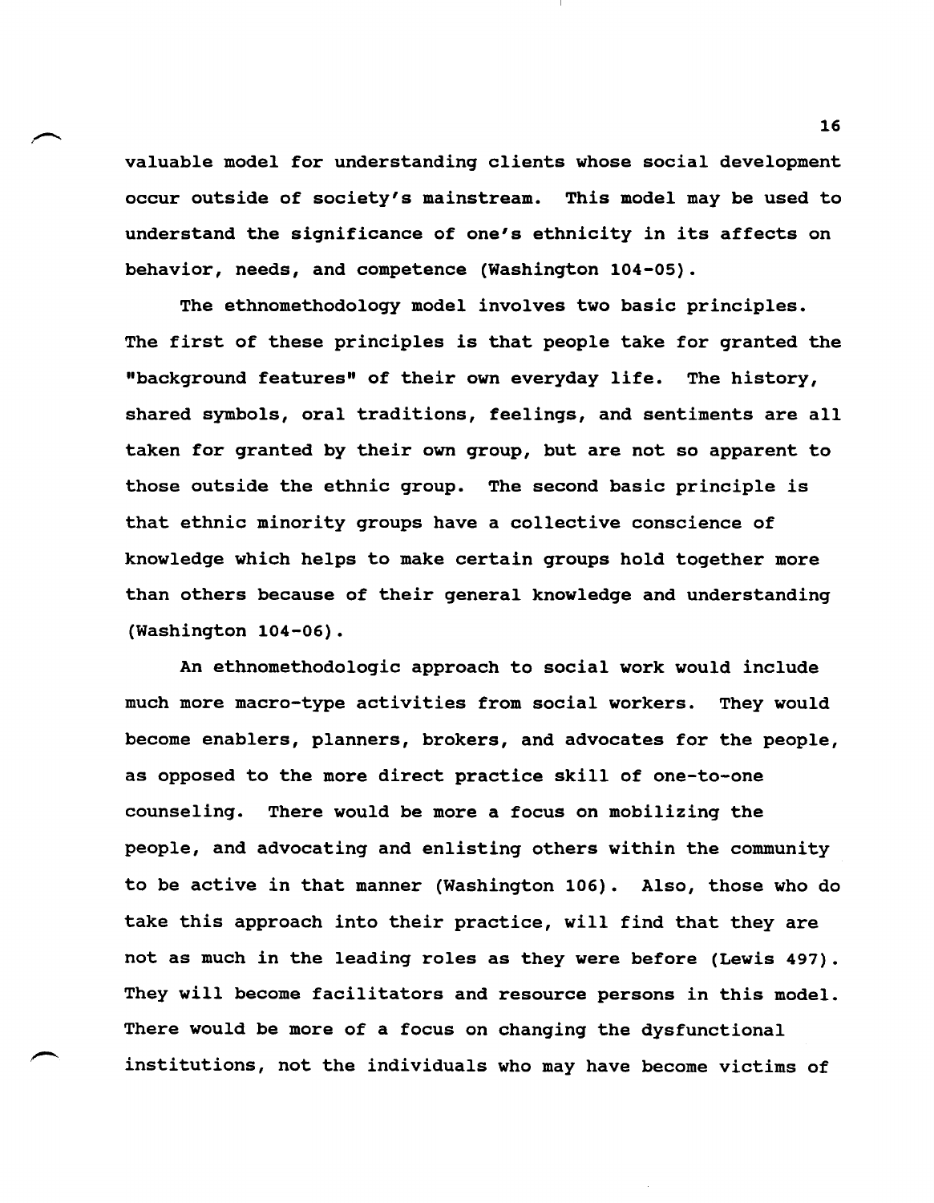valuable model for understanding clients whose social development occur outside of society's mainstream. This model may be used to understand the significance of one's ethnicity in its affects on behavior, needs, and competence (Washington 104-05).

The ethnomethodology model involves two basic principles. The first of these principles is that people take for granted the "background features" of their own everyday life. The history, shared symbols, oral traditions, feelings, and sentiments are all taken for granted by their own group, but are not so apparent to those outside the ethnic group. The second basic principle is that ethnic minority groups have a collective conscience of knowledge which helps to make certain groups hold together more than others because of their general knowledge and understanding (Washington 104-06).

An ethnomethodologic approach to social work would include much more macro-type activities from social workers. They would become enablers, planners, brokers, and advocates for the people, as opposed to the more direct practice skill of one-to-one counseling. There would be more a focus on mobilizing the people, and advocating and enlisting others within the community to be active in that manner (Washington 106). Also, those who do take this approach into their practice, will find that they are not as much in the leading roles as they were before (Lewis 497). They will become facilitators and resource persons in this model. There would be more of a focus on changing the dysfunctional institutions, not the individuals who may have become victims of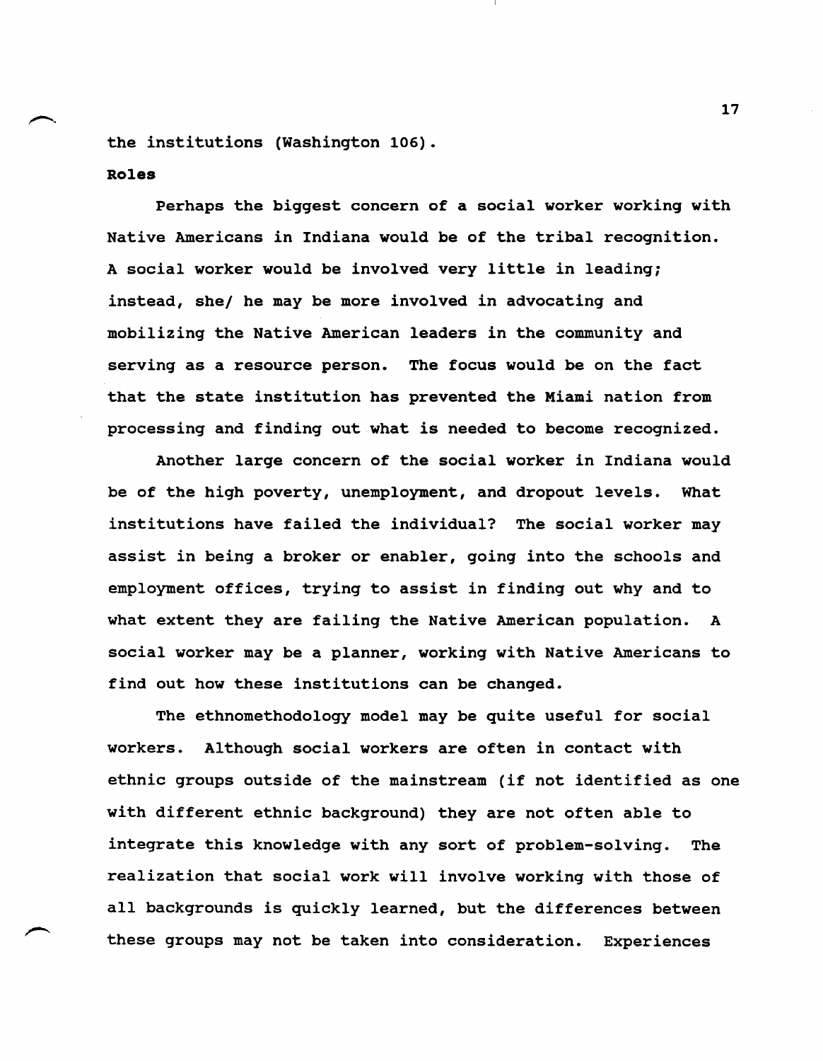the institutions (Washington 106).

**Roles**

Perhaps the biggest concern of a social worker working with Native Americans in Indiana would be of the tribal recognition. A social worker would be involved very little in leading; instead, she/ he may be more involved in advocating and mobilizing the Native American leaders in the community and serving as a resource person. The focus would be on the fact that the state institution has prevented the Miami nation from processing and finding out what is needed to become recognized.

Another large concern of the social worker in Indiana would be of the high poverty, unemployment, and dropout levels. What institutions have failed the individual? The social worker may assist in being a broker or enabler, going into the schools and employment offices, trying to assist in finding out why and to what extent they are failing the Native American population. A social worker may be a planner, working with Native Americans to find out how these institutions can be changed.

The ethnomethodology model may be quite useful for social workers. Although social workers are often in contact with ethnic groups outside of the mainstream (if not identified as one with different ethnic background) they are not often able to integrate this knowledge with any sort of problem-solving. The realization that social work will involve working with those of all backgrounds is quickly learned, but the differences between these groups may not be taken into consideration. Experiences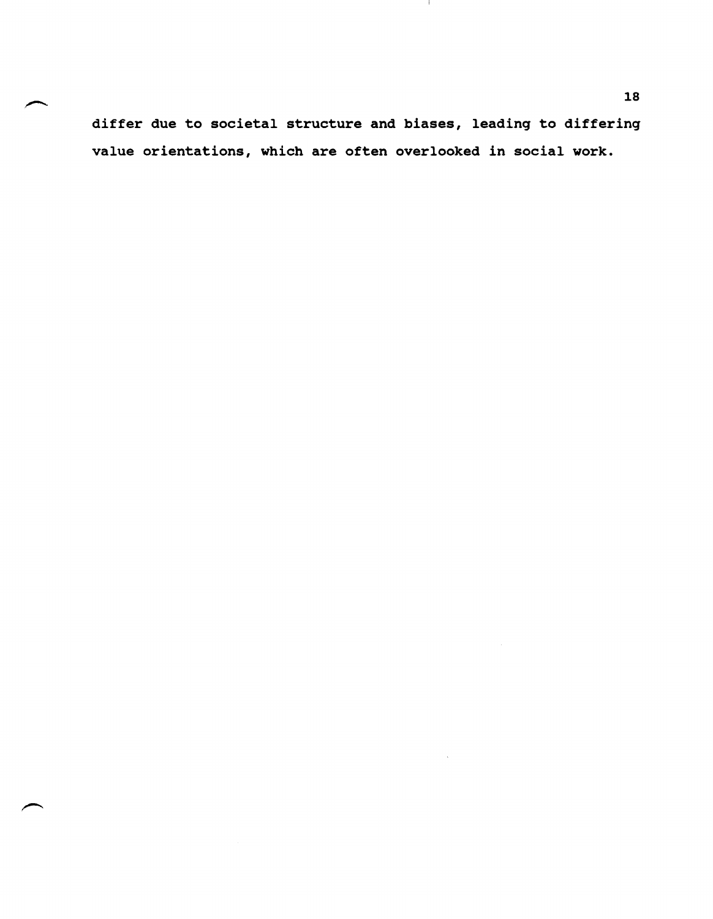differ due to societal structure and biases, leading to differing value orientations, which are often overlooked in social work.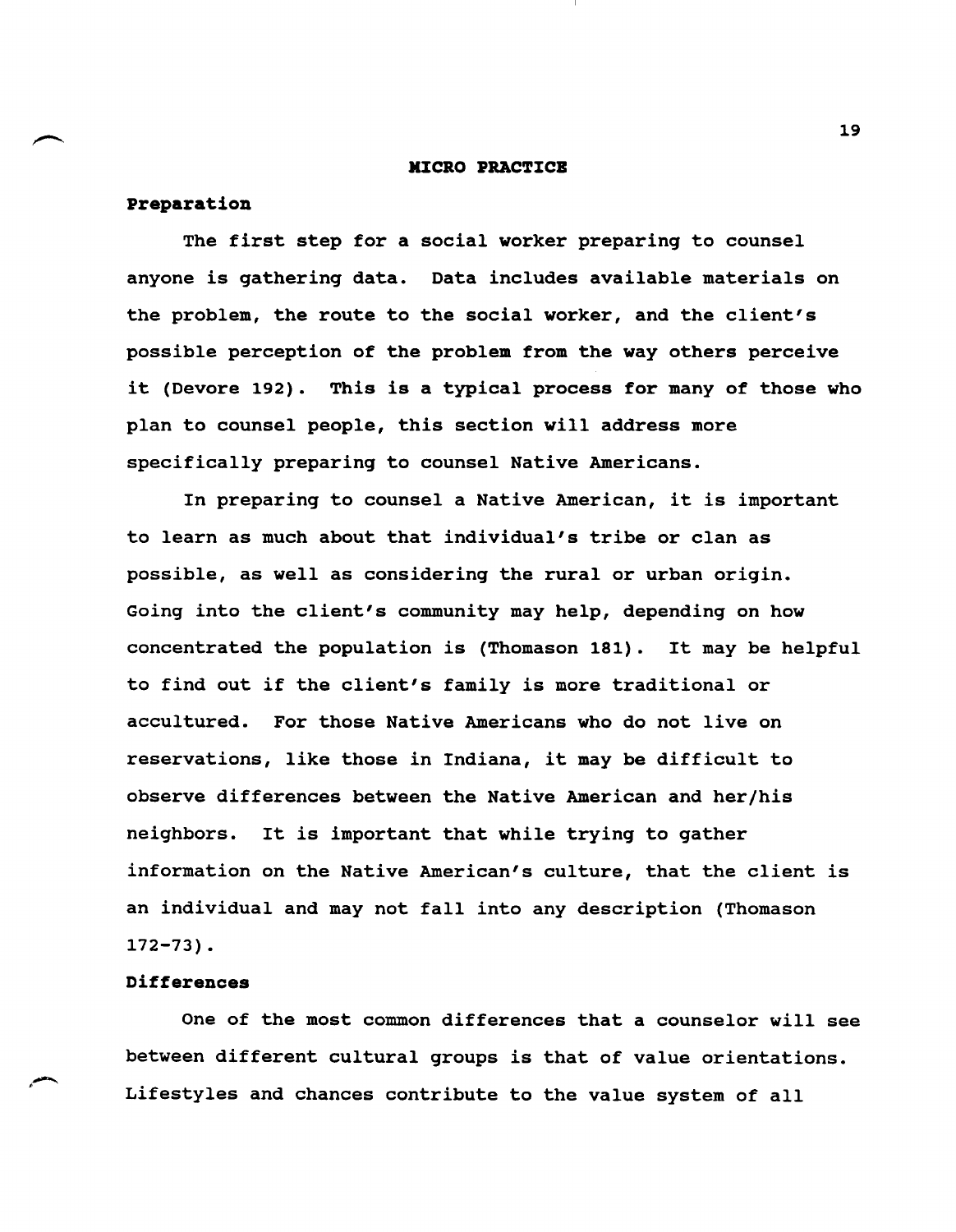## MICRO PRACTICE

### Preparation

The first step for a social worker preparing to counsel anyone is gathering data. Data includes available materials on the problem, the route to the social worker, and the client's possible perception of the problem from the way others perceive it (Devore 192). This is a typical process for many of those who plan to counsel people, this section will address more specifically preparing to counsel Native Americans.

In preparing to counsel a Native American, it is important to learn as much about that individual's tribe or clan as possible, as well as considering the rural or urban origin. Going into the client's community may help, depending on how concentrated the population is (Thomason 181). It may be helpful to find out if the client's family is more traditional or accultured. For those Native Americans who do not live on reservations, like those in Indiana, it may be difficult to observe differences between the Native American and her/his neighbors. It is important that while trying to gather information on the Native American's culture, that the client is an individual and may not fall into any description (Thomason 172-73).

### Differences

One of the most common differences that a counselor will see between different cultural groups is that of value orientations. Lifestyles and chances contribute to the value system of all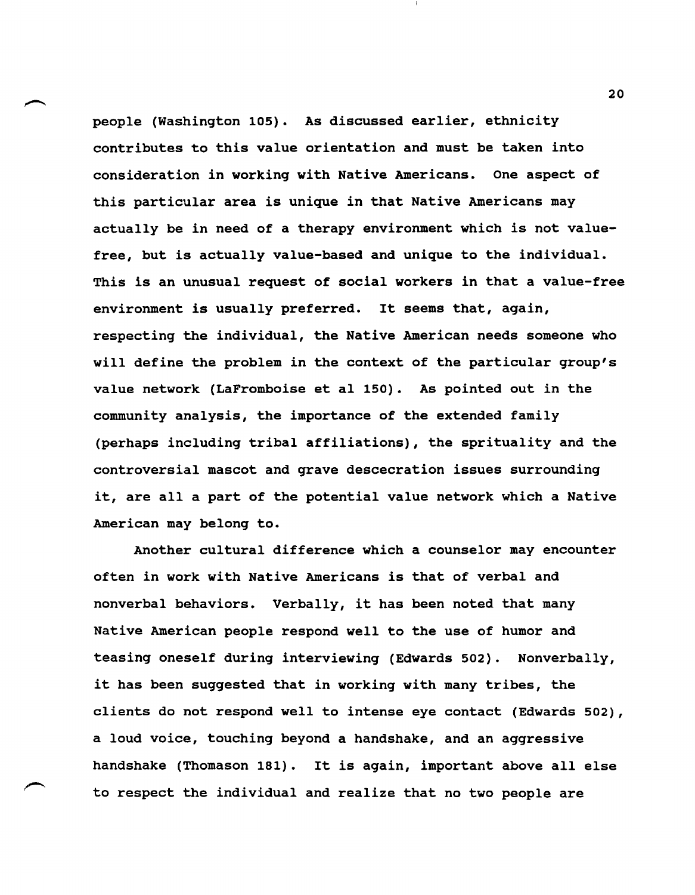people (Washington 105). As discussed earlier, ethnicity contributes to this value orientation and must be taken into consideration in working with Native Americans. One aspect of this particular area is unique in that Native Americans may actually be in need of a therapy environment which is not value-free, but is actually value-based and unique to the individual. This is an unusual request of social workers in that a value-free environment is usually preferred. It seems that, again, respecting the individual, the Native American needs someone who will define the problem in the context of the particular group's value network (LaFromboise et al 150). As pointed out in the community analysis, the importance of the extended family (perhaps including tribal affiliations), the sprituality and the controversial mascot and grave descecration issues surrounding it, are all a part of the potential value network which a Native American may belong to.

Another cultural difference which a counselor may encounter often in work with Native Americans is that of verbal and nonverbal behaviors. Verbally, it has been noted that many Native American people respond well to the use of humor and teasing oneself during interviewing (Edwards 502). Nonverbally, it has been suggested that in working with many tribes, the clients do not respond well to intense eye contact (Edwards 502), a loud voice, touching beyond a handshake, and an aggressive handshake (Thomason 181). It is again, important above all else to respect the individual and realize that no two people are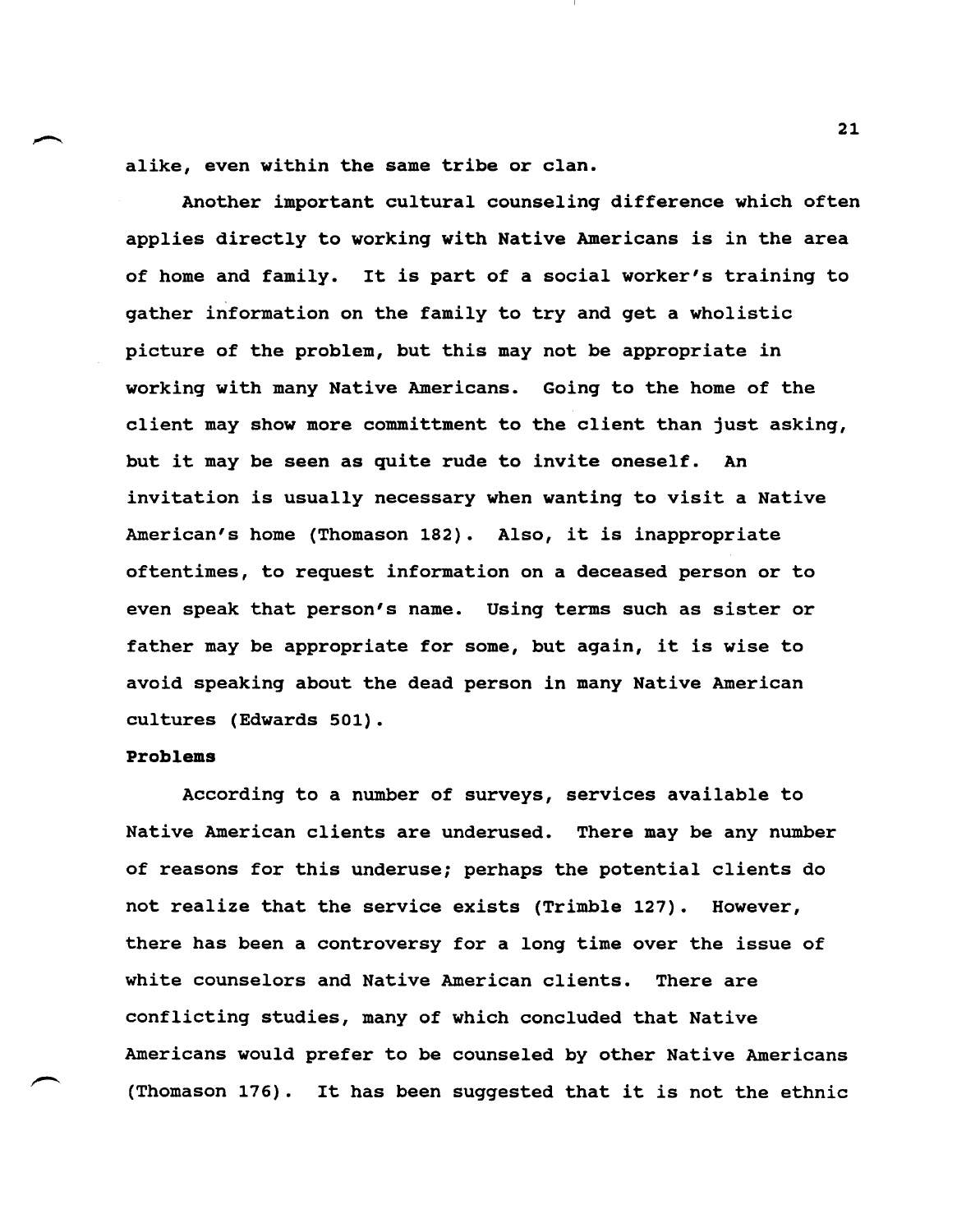alike, even within the same tribe or clan.

Another important cultural counseling difference which often applies directly to working with Native Americans is in the area of home and family. It is part of a social worker's training to gather information on the family to try and get a wholistic picture of the problem, but this may not be appropriate in working with many Native Americans. Going to the home of the client may show more committment to the client than just asking, but it may be seen as quite rude to invite oneself. An invitation is usually necessary when wanting to visit a Native American's home (Thomason 182). Also, it is inappropriate oftentimes, to request information on a deceased person or to even speak that person's name. Using terms such as sister or father may be appropriate for some, but again, it is wise to avoid speaking about the dead person in many Native American cultures (Edwards 501).

**Problems**

According to a number of surveys, services available to Native American clients are underused. There may be any number of reasons for this underuse; perhaps the potential clients do not realize that the service exists (Trimble 127). However, there has been a controversy for a long time over the issue of white counselors and Native American clients. There are conflicting studies, many of which concluded that Native Americans would prefer to be counseled by other Native Americans (Thomason 176). It has been suggested that it is not the ethnic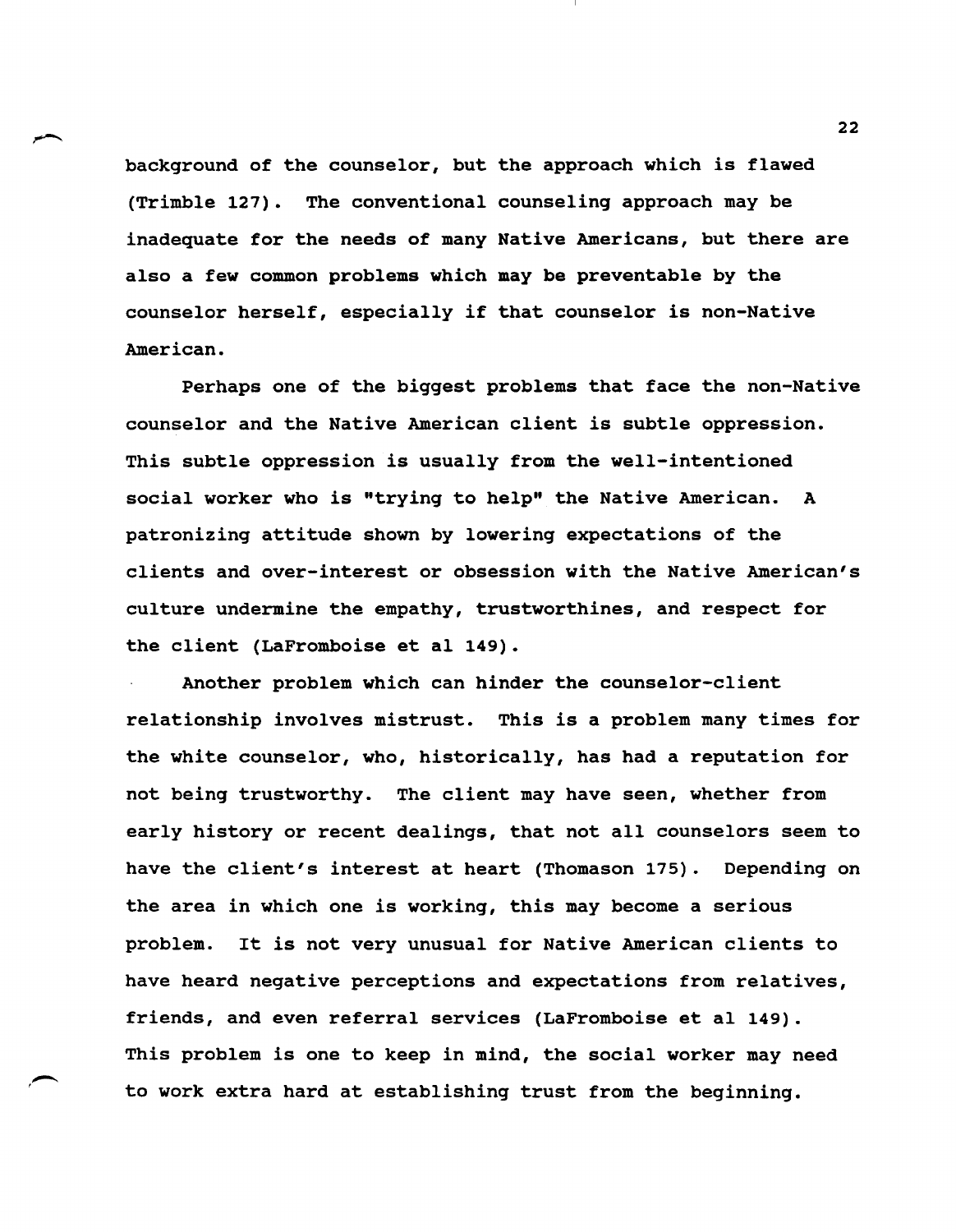background of the counselor, but the approach which is flawed (Trimble 127). The conventional counseling approach may be inadequate for the needs of many Native Americans, but there are also a few common problems which may be preventable by the counselor herself, especially if that counselor is non-Native American.

Perhaps one of the biggest problems that face the non-Native counselor and the Native American client is subtle oppression. This subtle oppression is usually from the well-intentioned social worker who is "trying to help" the Native American. A patronizing attitude shown by lowering expectations of the clients and over-interest or obsession with the Native American's culture undermine the empathy, trustworthines, and respect for the client (LaFromboise et al 149).

Another problem which can hinder the counselor-client relationship involves mistrust. This is a problem many times for the white counselor, who, historically, has had a reputation for not being trustworthy. The client may have seen, whether from early history or recent dealings, that not all counselors seem to have the client's interest at heart (Thomason 175). Depending on the area in which one is working, this may become a serious problem. It is not very unusual for Native American clients to have heard negative perceptions and expectations from relatives, friends, and even referral services (LaFromboise et al 149). This problem is one to keep in mind, the social worker may need to work extra hard at establishing trust from the beginning.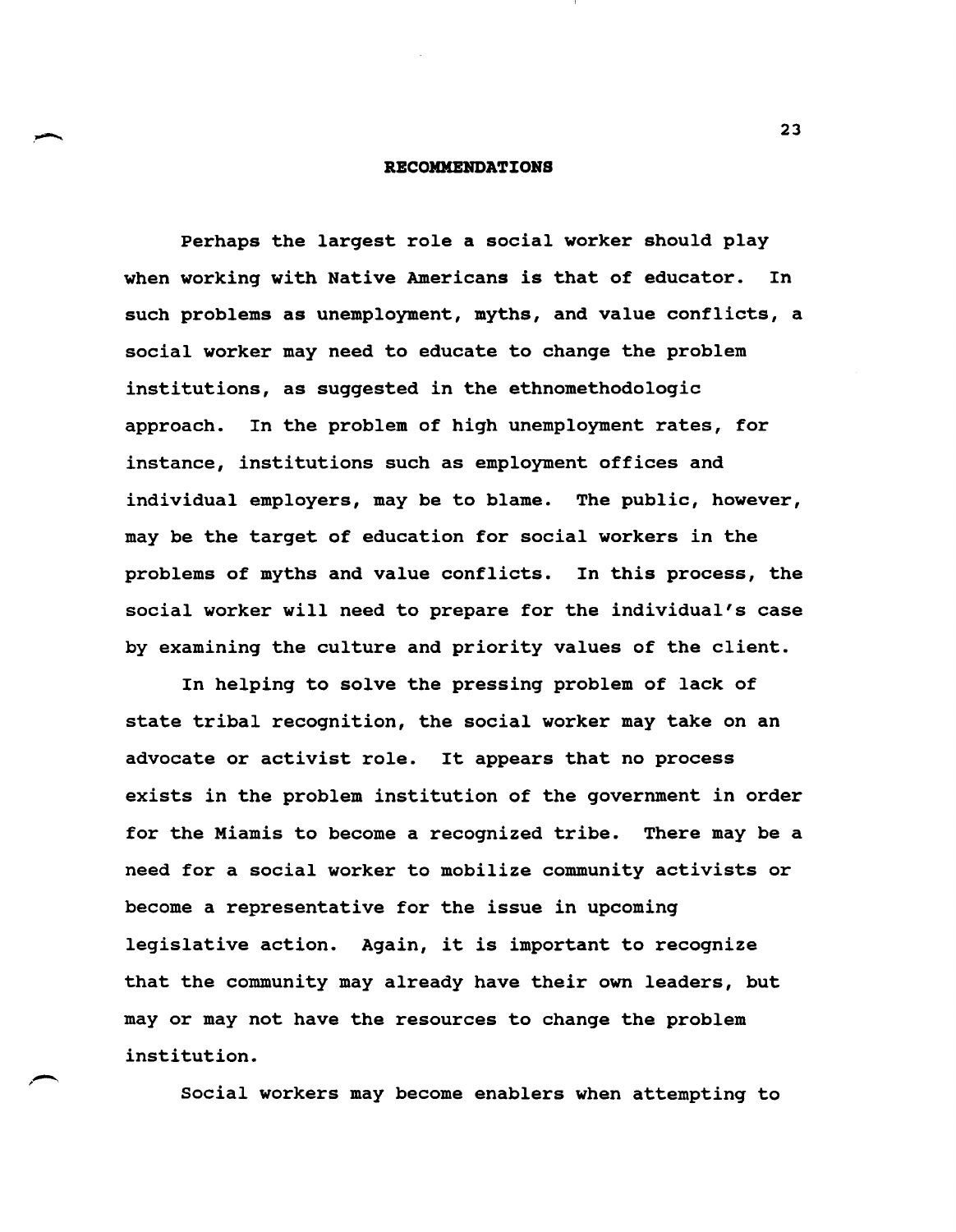## RECOMMENDATIONS

Perhaps the largest role a social worker should play when working with Native Americans is that of educator. In such problems as unemployment, myths, and value conflicts, a social worker may need to educate to change the problem institutions, as suggested in the ethnomethodologic approach. In the problem of high unemployment rates, for instance, institutions such as employment offices and individual employers, may be to blame. The public, however, may be the target of education for social workers in the problems of myths and value conflicts. In this process, the social worker will need to prepare for the individual's case by examining the culture and priority values of the client.

In helping to solve the pressing problem of lack of state tribal recognition, the social worker may take on an advocate or activist role. It appears that no process exists in the problem institution of the government in order for the Miamis to become a recognized tribe. There may be a need for a social worker to mobilize community activists or become a representative for the issue in upcoming legislative action. Again, it is important to recognize that the community may already have their own leaders, but may or may not have the resources to change the problem institution.

Social workers may become enablers when attempting to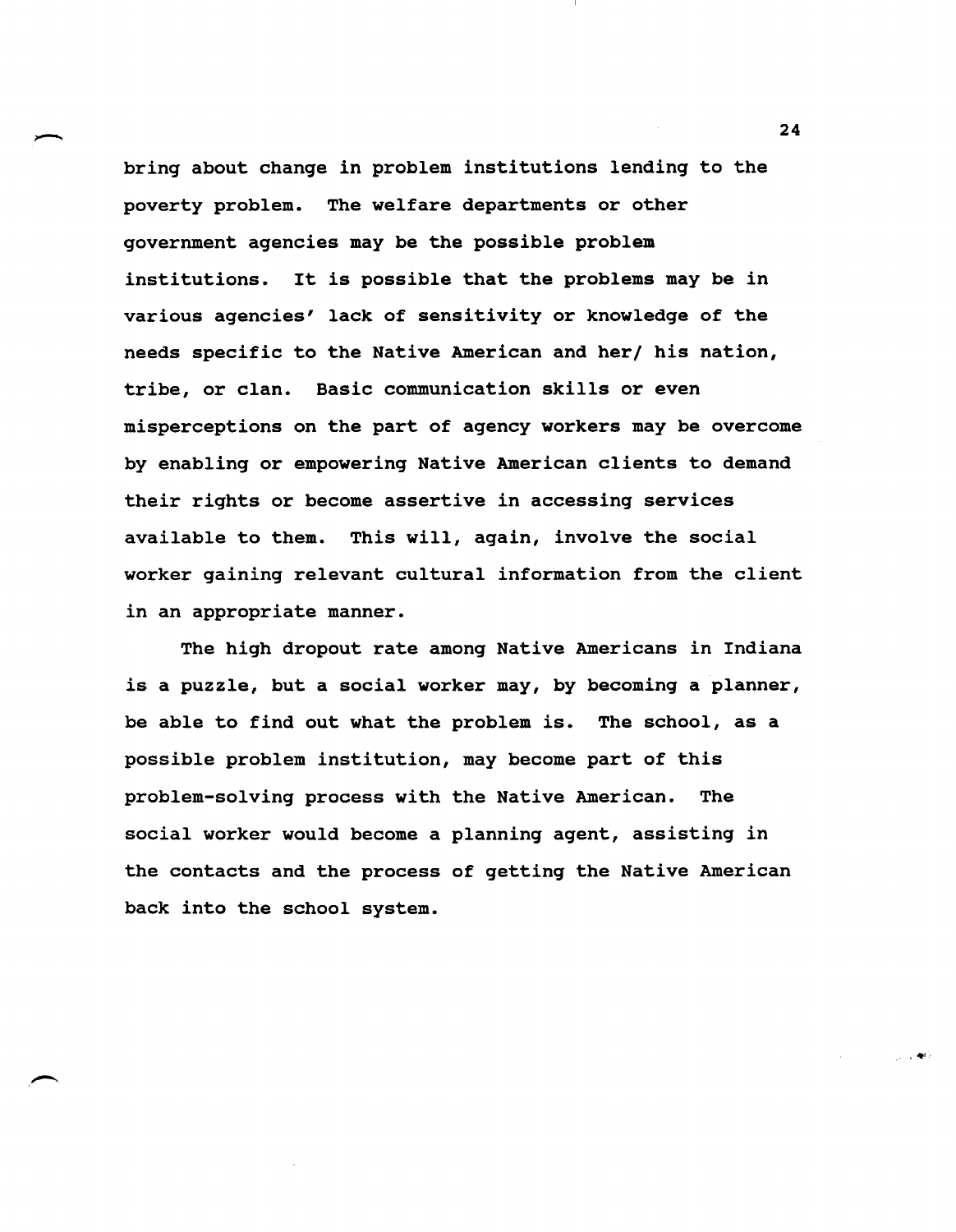bring about change in problem institutions lending to the poverty problem. The welfare departments or other government agencies may be the possible problem institutions. It is possible that the problems may be in various agencies' lack of sensitivity or knowledge of the needs specific to the Native American and her/ his nation, tribe, or clan. Basic communication skills or even misperceptions on the part of agency workers may be overcome by enabling or empowering Native American clients to demand their rights or become assertive in accessing services available to them. This will, again, involve the social worker gaining relevant cultural information from the client in an appropriate manner.

The high dropout rate among Native Americans in Indiana is a puzzle, but a social worker may, by becoming a planner, be able to find out what the problem is. The school, as a possible problem institution, may become part of this problem-solving process with the Native American. The social worker would become a planning agent, assisting in the contacts and the process of getting the Native American back into the school system.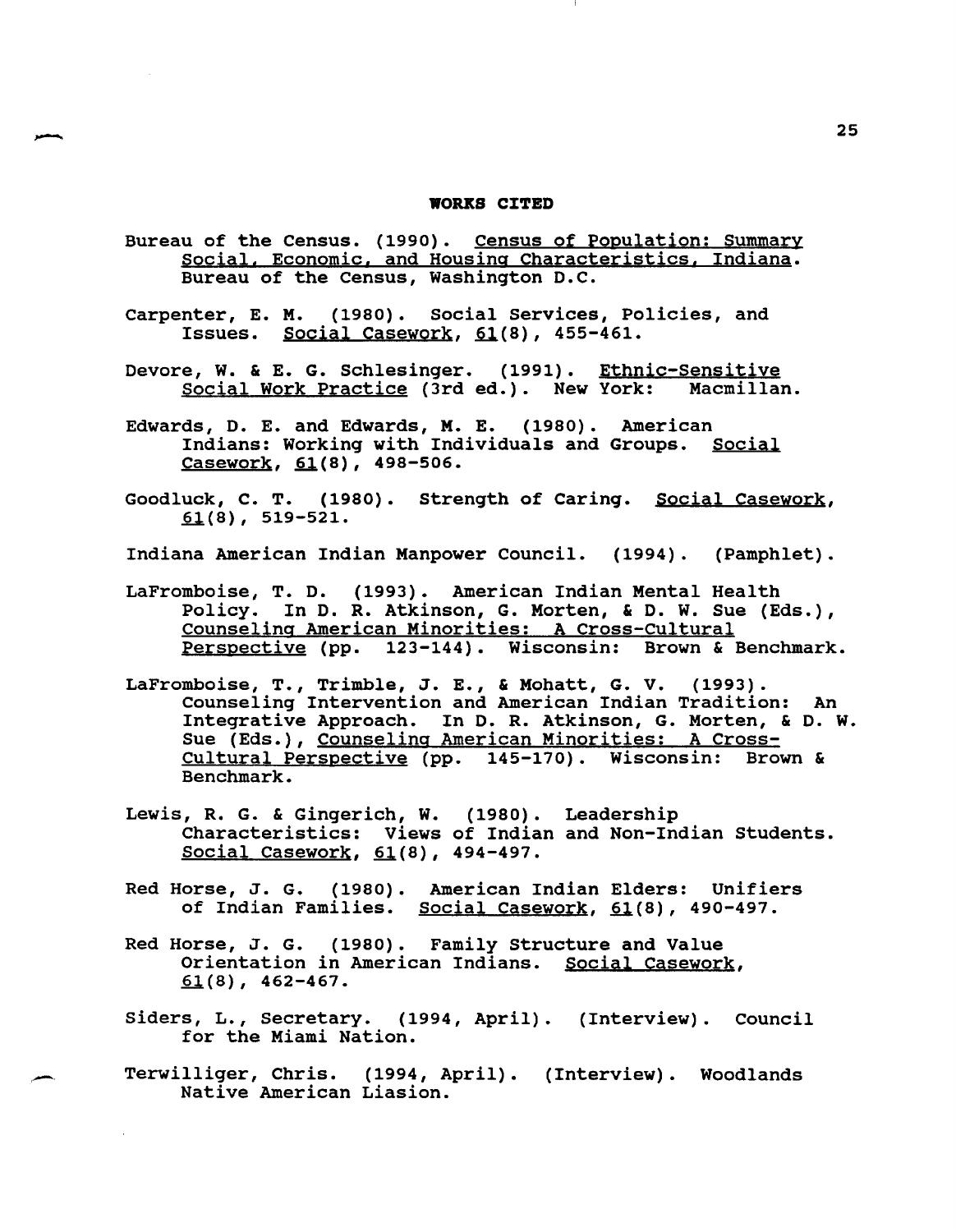## WORKS CITED

Bureau of the Census. (1990). Census of Population: Summary Social, Economic, and Housing Characteristics, Indiana. Bureau of the Census, Washington D.C.

Carpenter, E. M. (1980). Social Services, Policies, and Issues. Social Casework, 61(8), 455-461.

Devore, W. & E. G. Schlesinger. (1991). Ethnic-Sensitive Social Work Practice (3rd ed.). New York: Macmillan.

Edwards, D. E. and Edwards, M. E. (1980). American Indians: Working with Individuals and Groups. Social Casework, 61(8), 498-506.

Goodluck, C. T. (1980). Strength of Caring. Social Casework, 61(8), 519-521.

Indiana American Indian Manpower Council. (1994). (Pamphlet).

LaFromboise, T. D. (1993). American Indian Mental Health Policy. In D. R. Atkinson, G. Morten, & D. W. Sue (Eds.), Counseling American Minorities: A Cross-Cultural Perspective (pp. 123-144). Wisconsin: Brown & Benchmark.

LaFromboise, T., Trimble, J. E., & Mohatt, G. V. (1993). Counseling Intervention and American Indian Tradition: An Integrative Approach. In D. R. Atkinson, G. Morten, & D. W. Sue (Eds.), Counseling American Minorities: A Cross-Cultural Perspective (pp. 145-170). Wisconsin: Brown & Benchmark.

Lewis, R. G. & Gingerich, W. (1980). Leadership Characteristics: Views of Indian and Non-Indian Students. Social Casework, 61(8), 494-497.

Red Horse, J. G. (1980). American Indian Elders: Unifiers of Indian Families. Social Casework, 61(8), 490-497.

Red Horse, J. G. (1980). Family Structure and Value Orientation in American Indians. Social Casework, 61(8), 462-467.

Siders, L., Secretary. (1994, April). (Interview). Council for the Miami Nation.

Terwilliger, Chris. (1994, April). (Interview). Woodlands Native American Liasion.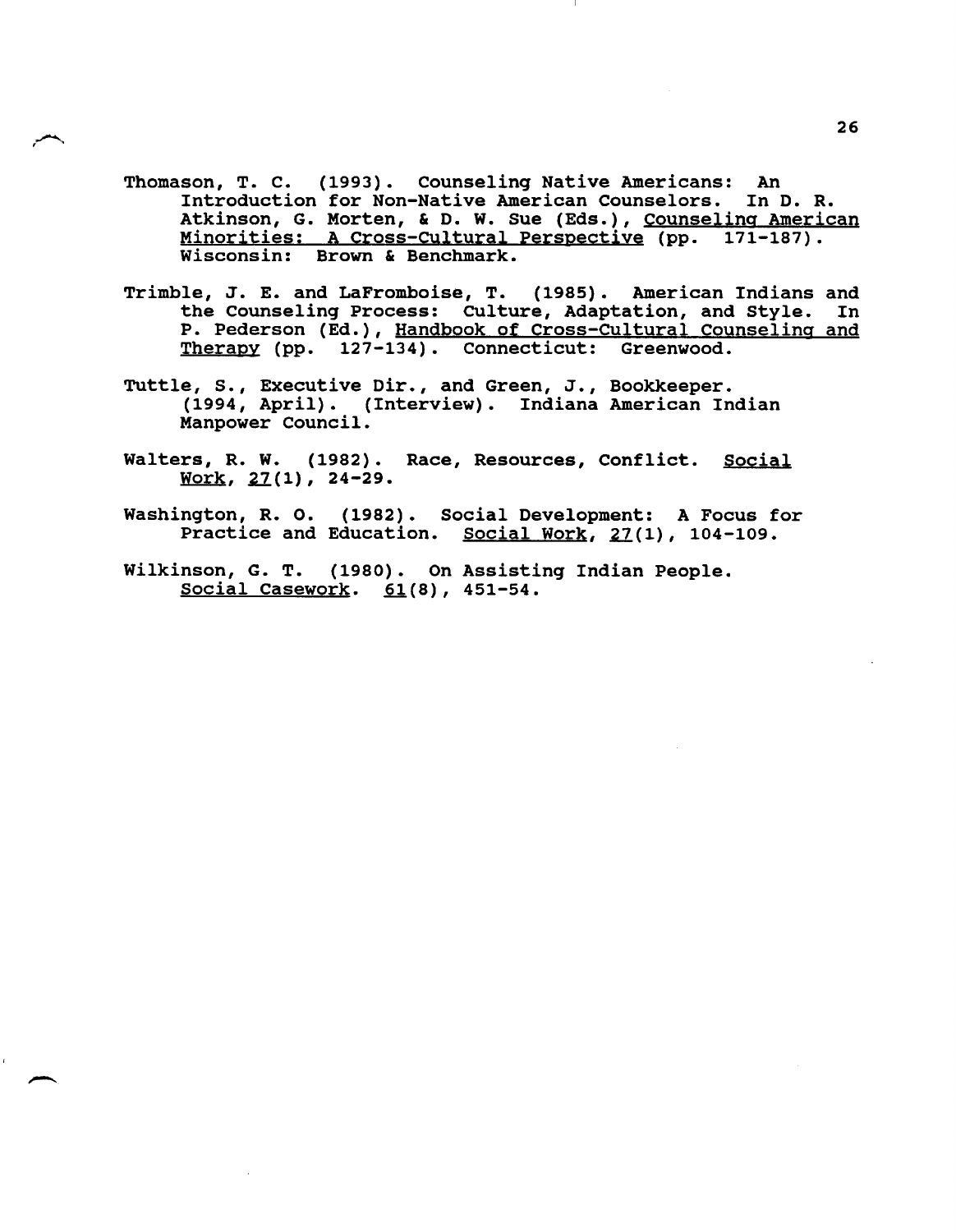Thomason, T. C. (1993). Counseling Native Americans: An Introduction for Non-Native American Counselors. In D. R. Atkinson, G. Morten, & D. W. Sue (Eds.), <u>Counseling American Minorities: A Cross-Cultural Perspective</u> (pp. 171-187). Wisconsin: Brown & Benchmark.

Trimble, J. E. and LaFromboise, T. (1985). American Indians and the Counseling Process: Culture, Adaptation, and Style. In P. Pederson (Ed.), <u>Handbook of Cross-Cultural Counseling and Therapy</u> (pp. 127-134). Connecticut: Greenwood.

Tuttle, S., Executive Dir., and Green, J., Bookkeeper. (1994, April). (Interview). Indiana American Indian Manpower Council.

Walters, R. W. (1982). Race, Resources, Conflict. <u>Social Work</u>, <u>27</u>(1), 24-29.

Washington, R. O. (1982). Social Development: A Focus for Practice and Education. <u>Social Work</u>, <u>27</u>(1), 104-109.

Wilkinson, G. T. (1980). On Assisting Indian People. <u>Social Casework</u>. <u>61</u>(8), 451-54.